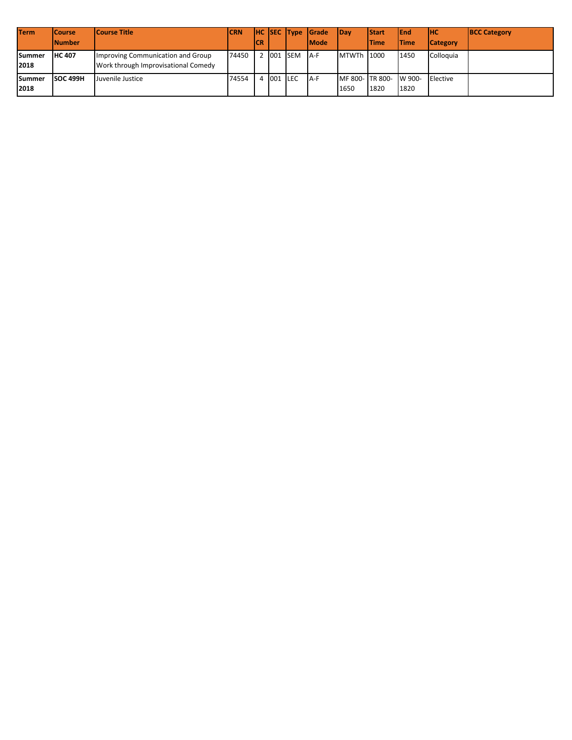| Term | Course Number | Course Title | CRN | HC CR | SEC | Type | Grade Mode | Day | Start Time | End Time | HC Category | BCC Category |
|---|---|---|---|---|---|---|---|---|---|---|---|---|
| **Summer 2018** | **HC 407** | Improving Communication and Group Work through Improvisational Comedy | 74450 | 2 | 001 | SEM | A-F | MTWTh | 1000 | 1450 | Colloquia | |
| **Summer 2018** | **SOC 499H** | Juvenile Justice | 74554 | 4 | 001 | LEC | A-F | MF 800-1650 | TR 800-1820 | W 900-1820 | Elective | |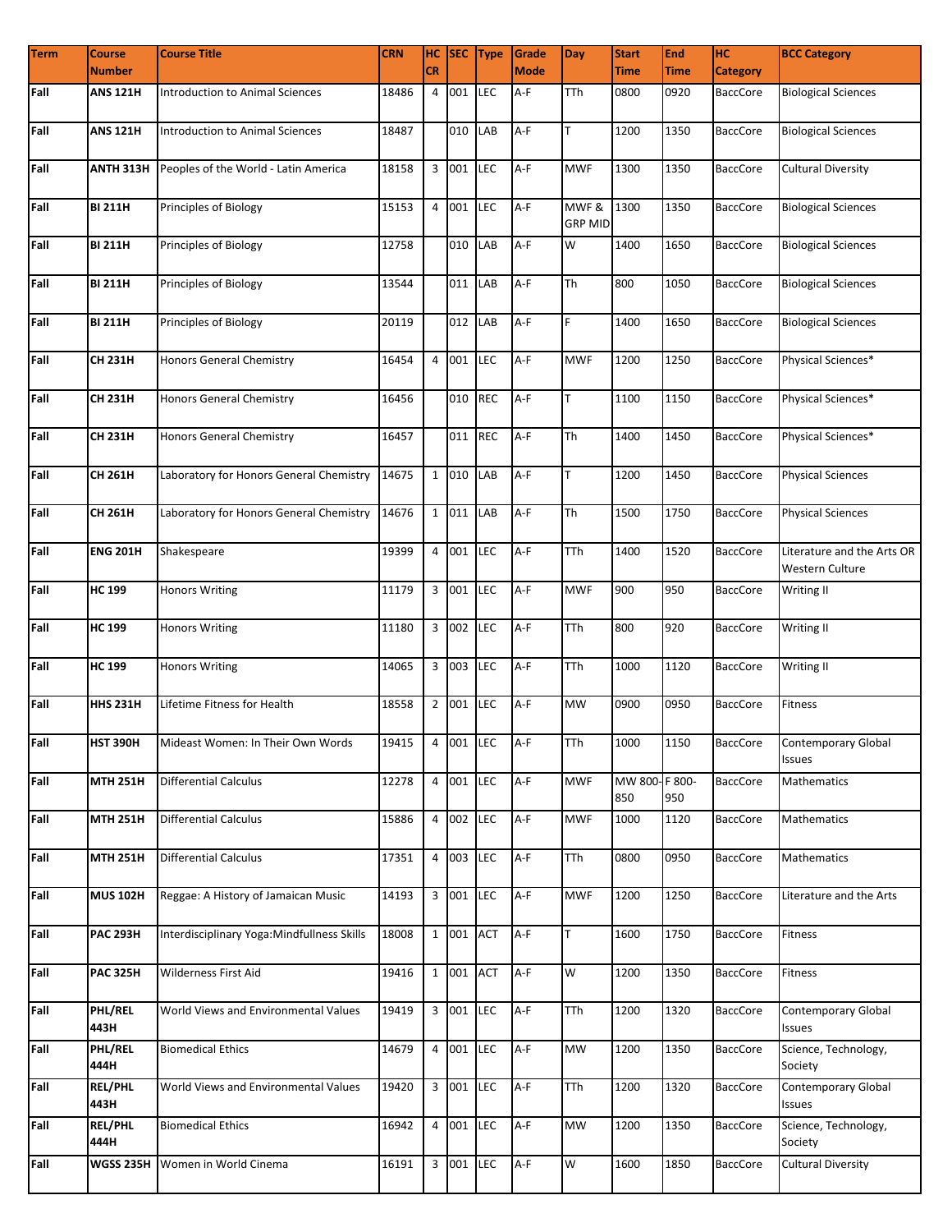| Term | Course Number | Course Title | CRN | HC CR | SEC | Type | Grade Mode | Day | Start Time | End Time | HC Category | BCC Category |
|---|---|---|---|---|---|---|---|---|---|---|---|---|
| Fall | ANS 121H | Introduction to Animal Sciences | 18486 | 4 | 001 | LEC | A-F | TTh | 0800 | 0920 | BaccCore | Biological Sciences |
| Fall | ANS 121H | Introduction to Animal Sciences | 18487 | | 010 | LAB | A-F | T | 1200 | 1350 | BaccCore | Biological Sciences |
| Fall | ANTH 313H | Peoples of the World - Latin America | 18158 | 3 | 001 | LEC | A-F | MWF | 1300 | 1350 | BaccCore | Cultural Diversity |
| Fall | BI 211H | Principles of Biology | 15153 | 4 | 001 | LEC | A-F | MWF & GRP MID | 1300 | 1350 | BaccCore | Biological Sciences |
| Fall | BI 211H | Principles of Biology | 12758 | | 010 | LAB | A-F | W | 1400 | 1650 | BaccCore | Biological Sciences |
| Fall | BI 211H | Principles of Biology | 13544 | | 011 | LAB | A-F | Th | 800 | 1050 | BaccCore | Biological Sciences |
| Fall | BI 211H | Principles of Biology | 20119 | | 012 | LAB | A-F | F | 1400 | 1650 | BaccCore | Biological Sciences |
| Fall | CH 231H | Honors General Chemistry | 16454 | 4 | 001 | LEC | A-F | MWF | 1200 | 1250 | BaccCore | Physical Sciences* |
| Fall | CH 231H | Honors General Chemistry | 16456 | | 010 | REC | A-F | T | 1100 | 1150 | BaccCore | Physical Sciences* |
| Fall | CH 231H | Honors General Chemistry | 16457 | | 011 | REC | A-F | Th | 1400 | 1450 | BaccCore | Physical Sciences* |
| Fall | CH 261H | Laboratory for Honors General Chemistry | 14675 | 1 | 010 | LAB | A-F | T | 1200 | 1450 | BaccCore | Physical Sciences |
| Fall | CH 261H | Laboratory for Honors General Chemistry | 14676 | 1 | 011 | LAB | A-F | Th | 1500 | 1750 | BaccCore | Physical Sciences |
| Fall | ENG 201H | Shakespeare | 19399 | 4 | 001 | LEC | A-F | TTh | 1400 | 1520 | BaccCore | Literature and the Arts OR Western Culture |
| Fall | HC 199 | Honors Writing | 11179 | 3 | 001 | LEC | A-F | MWF | 900 | 950 | BaccCore | Writing II |
| Fall | HC 199 | Honors Writing | 11180 | 3 | 002 | LEC | A-F | TTh | 800 | 920 | BaccCore | Writing II |
| Fall | HC 199 | Honors Writing | 14065 | 3 | 003 | LEC | A-F | TTh | 1000 | 1120 | BaccCore | Writing II |
| Fall | HHS 231H | Lifetime Fitness for Health | 18558 | 2 | 001 | LEC | A-F | MW | 0900 | 0950 | BaccCore | Fitness |
| Fall | HST 390H | Mideast Women: In Their Own Words | 19415 | 4 | 001 | LEC | A-F | TTh | 1000 | 1150 | BaccCore | Contemporary Global Issues |
| Fall | MTH 251H | Differential Calculus | 12278 | 4 | 001 | LEC | A-F | MWF | MW 800-850 | F 800-950 | BaccCore | Mathematics |
| Fall | MTH 251H | Differential Calculus | 15886 | 4 | 002 | LEC | A-F | MWF | 1000 | 1120 | BaccCore | Mathematics |
| Fall | MTH 251H | Differential Calculus | 17351 | 4 | 003 | LEC | A-F | TTh | 0800 | 0950 | BaccCore | Mathematics |
| Fall | MUS 102H | Reggae: A History of Jamaican Music | 14193 | 3 | 001 | LEC | A-F | MWF | 1200 | 1250 | BaccCore | Literature and the Arts |
| Fall | PAC 293H | Interdisciplinary Yoga:Mindfullness Skills | 18008 | 1 | 001 | ACT | A-F | T | 1600 | 1750 | BaccCore | Fitness |
| Fall | PAC 325H | Wilderness First Aid | 19416 | 1 | 001 | ACT | A-F | W | 1200 | 1350 | BaccCore | Fitness |
| Fall | PHL/REL 443H | World Views and Environmental Values | 19419 | 3 | 001 | LEC | A-F | TTh | 1200 | 1320 | BaccCore | Contemporary Global Issues |
| Fall | PHL/REL 444H | Biomedical Ethics | 14679 | 4 | 001 | LEC | A-F | MW | 1200 | 1350 | BaccCore | Science, Technology, Society |
| Fall | REL/PHL 443H | World Views and Environmental Values | 19420 | 3 | 001 | LEC | A-F | TTh | 1200 | 1320 | BaccCore | Contemporary Global Issues |
| Fall | REL/PHL 444H | Biomedical Ethics | 16942 | 4 | 001 | LEC | A-F | MW | 1200 | 1350 | BaccCore | Science, Technology, Society |
| Fall | WGSS 235H | Women in World Cinema | 16191 | 3 | 001 | LEC | A-F | W | 1600 | 1850 | BaccCore | Cultural Diversity |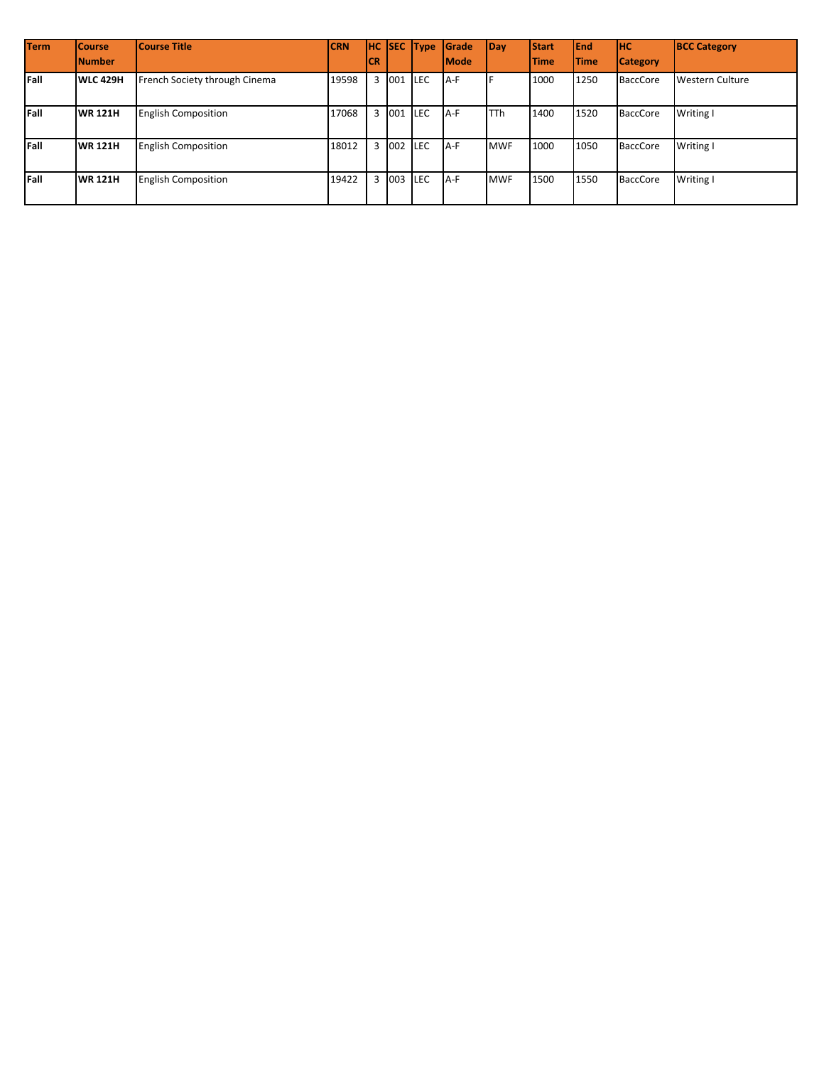| Term | Course Number | Course Title | CRN | HC CR | SEC | Type | Grade Mode | Day | Start Time | End Time | HC Category | BCC Category |
| --- | --- | --- | --- | --- | --- | --- | --- | --- | --- | --- | --- | --- |
| **Fall** | **WLC 429H** | French Society through Cinema | 19598 | 3 | 001 | LEC | A-F | F | 1000 | 1250 | BaccCore | Western Culture |
| **Fall** | **WR 121H** | English Composition | 17068 | 3 | 001 | LEC | A-F | TTh | 1400 | 1520 | BaccCore | Writing I |
| **Fall** | **WR 121H** | English Composition | 18012 | 3 | 002 | LEC | A-F | MWF | 1000 | 1050 | BaccCore | Writing I |
| **Fall** | **WR 121H** | English Composition | 19422 | 3 | 003 | LEC | A-F | MWF | 1500 | 1550 | BaccCore | Writing I |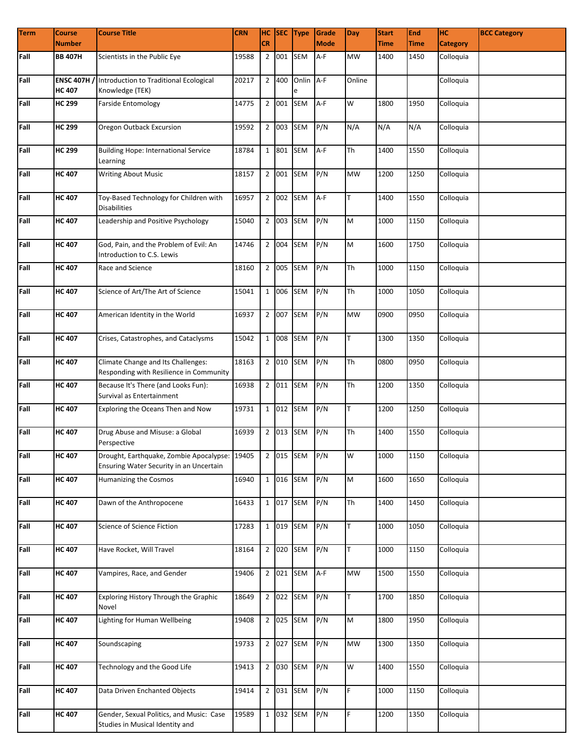| Term | Course Number | Course Title | CRN | HC CR | SEC | Type | Grade Mode | Day | Start Time | End Time | HC Category | BCC Category |
|---|---|---|---|---|---|---|---|---|---|---|---|---|
| Fall | BB 407H | Scientists in the Public Eye | 19588 | 2 | 001 | SEM | A-F | MW | 1400 | 1450 | Colloquia | |
| Fall | ENSC 407H / HC 407 | Introduction to Traditional Ecological Knowledge (TEK) | 20217 | 2 | 400 | Online | A-F | Online | | | Colloquia | |
| Fall | HC 299 | Farside Entomology | 14775 | 2 | 001 | SEM | A-F | W | 1800 | 1950 | Colloquia | |
| Fall | HC 299 | Oregon Outback Excursion | 19592 | 2 | 003 | SEM | P/N | N/A | N/A | N/A | Colloquia | |
| Fall | HC 299 | Building Hope: International Service Learning | 18784 | 1 | 801 | SEM | A-F | Th | 1400 | 1550 | Colloquia | |
| Fall | HC 407 | Writing About Music | 18157 | 2 | 001 | SEM | P/N | MW | 1200 | 1250 | Colloquia | |
| Fall | HC 407 | Toy-Based Technology for Children with Disabilities | 16957 | 2 | 002 | SEM | A-F | T | 1400 | 1550 | Colloquia | |
| Fall | HC 407 | Leadership and Positive Psychology | 15040 | 2 | 003 | SEM | P/N | M | 1000 | 1150 | Colloquia | |
| Fall | HC 407 | God, Pain, and the Problem of Evil: An Introduction to C.S. Lewis | 14746 | 2 | 004 | SEM | P/N | M | 1600 | 1750 | Colloquia | |
| Fall | HC 407 | Race and Science | 18160 | 2 | 005 | SEM | P/N | Th | 1000 | 1150 | Colloquia | |
| Fall | HC 407 | Science of Art/The Art of Science | 15041 | 1 | 006 | SEM | P/N | Th | 1000 | 1050 | Colloquia | |
| Fall | HC 407 | American Identity in the World | 16937 | 2 | 007 | SEM | P/N | MW | 0900 | 0950 | Colloquia | |
| Fall | HC 407 | Crises, Catastrophes, and Cataclysms | 15042 | 1 | 008 | SEM | P/N | T | 1300 | 1350 | Colloquia | |
| Fall | HC 407 | Climate Change and Its Challenges: Responding with Resilience in Community | 18163 | 2 | 010 | SEM | P/N | Th | 0800 | 0950 | Colloquia | |
| Fall | HC 407 | Because It's There (and Looks Fun): Survival as Entertainment | 16938 | 2 | 011 | SEM | P/N | Th | 1200 | 1350 | Colloquia | |
| Fall | HC 407 | Exploring the Oceans Then and Now | 19731 | 1 | 012 | SEM | P/N | T | 1200 | 1250 | Colloquia | |
| Fall | HC 407 | Drug Abuse and Misuse: a Global Perspective | 16939 | 2 | 013 | SEM | P/N | Th | 1400 | 1550 | Colloquia | |
| Fall | HC 407 | Drought, Earthquake, Zombie Apocalypse: Ensuring Water Security in an Uncertain | 19405 | 2 | 015 | SEM | P/N | W | 1000 | 1150 | Colloquia | |
| Fall | HC 407 | Humanizing the Cosmos | 16940 | 1 | 016 | SEM | P/N | M | 1600 | 1650 | Colloquia | |
| Fall | HC 407 | Dawn of the Anthropocene | 16433 | 1 | 017 | SEM | P/N | Th | 1400 | 1450 | Colloquia | |
| Fall | HC 407 | Science of Science Fiction | 17283 | 1 | 019 | SEM | P/N | T | 1000 | 1050 | Colloquia | |
| Fall | HC 407 | Have Rocket, Will Travel | 18164 | 2 | 020 | SEM | P/N | T | 1000 | 1150 | Colloquia | |
| Fall | HC 407 | Vampires, Race, and Gender | 19406 | 2 | 021 | SEM | A-F | MW | 1500 | 1550 | Colloquia | |
| Fall | HC 407 | Exploring History Through the Graphic Novel | 18649 | 2 | 022 | SEM | P/N | T | 1700 | 1850 | Colloquia | |
| Fall | HC 407 | Lighting for Human Wellbeing | 19408 | 2 | 025 | SEM | P/N | M | 1800 | 1950 | Colloquia | |
| Fall | HC 407 | Soundscaping | 19733 | 2 | 027 | SEM | P/N | MW | 1300 | 1350 | Colloquia | |
| Fall | HC 407 | Technology and the Good Life | 19413 | 2 | 030 | SEM | P/N | W | 1400 | 1550 | Colloquia | |
| Fall | HC 407 | Data Driven Enchanted Objects | 19414 | 2 | 031 | SEM | P/N | F | 1000 | 1150 | Colloquia | |
| Fall | HC 407 | Gender, Sexual Politics, and Music: Case Studies in Musical Identity and | 19589 | 1 | 032 | SEM | P/N | F | 1200 | 1350 | Colloquia | |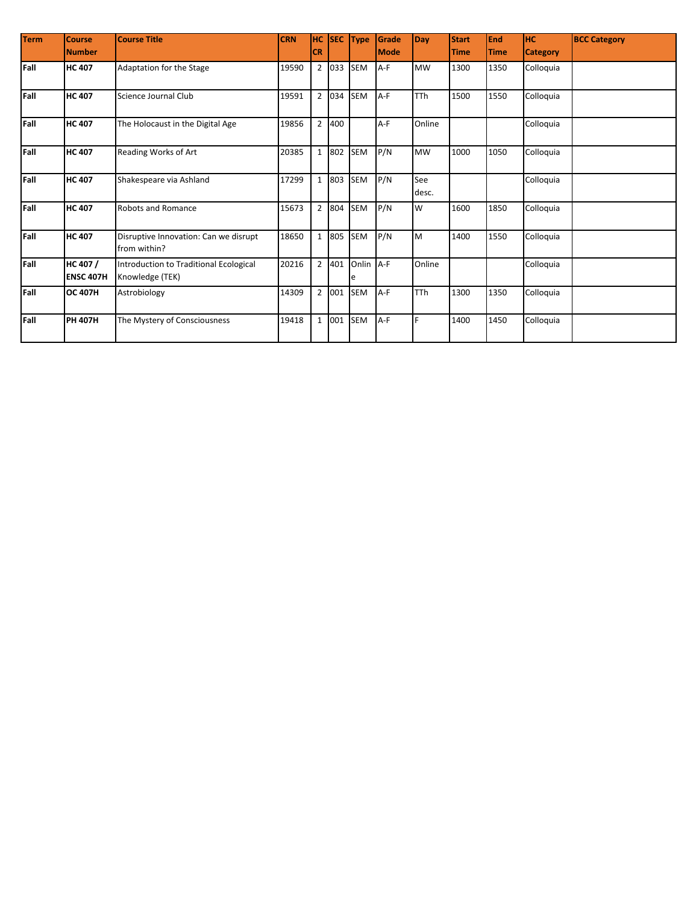| Term | Course Number | Course Title | CRN | HC CR | SEC | Type | Grade Mode | Day | Start Time | End Time | HC Category | BCC Category |
|---|---|---|---|---|---|---|---|---|---|---|---|---|
| **Fall** | **HC 407** | Adaptation for the Stage | 19590 | 2 | 033 | SEM | A-F | MW | 1300 | 1350 | Colloquia | |
| **Fall** | **HC 407** | Science Journal Club | 19591 | 2 | 034 | SEM | A-F | TTh | 1500 | 1550 | Colloquia | |
| **Fall** | **HC 407** | The Holocaust in the Digital Age | 19856 | 2 | 400 | | A-F | Online | | | Colloquia | |
| **Fall** | **HC 407** | Reading Works of Art | 20385 | 1 | 802 | SEM | P/N | MW | 1000 | 1050 | Colloquia | |
| **Fall** | **HC 407** | Shakespeare via Ashland | 17299 | 1 | 803 | SEM | P/N | See desc. | | | Colloquia | |
| **Fall** | **HC 407** | Robots and Romance | 15673 | 2 | 804 | SEM | P/N | W | 1600 | 1850 | Colloquia | |
| **Fall** | **HC 407** | Disruptive Innovation: Can we disrupt from within? | 18650 | 1 | 805 | SEM | P/N | M | 1400 | 1550 | Colloquia | |
| **Fall** | **HC 407 / ENSC 407H** | Introduction to Traditional Ecological Knowledge (TEK) | 20216 | 2 | 401 | Online | A-F | Online | | | Colloquia | |
| **Fall** | **OC 407H** | Astrobiology | 14309 | 2 | 001 | SEM | A-F | TTh | 1300 | 1350 | Colloquia | |
| **Fall** | **PH 407H** | The Mystery of Consciousness | 19418 | 1 | 001 | SEM | A-F | F | 1400 | 1450 | Colloquia | |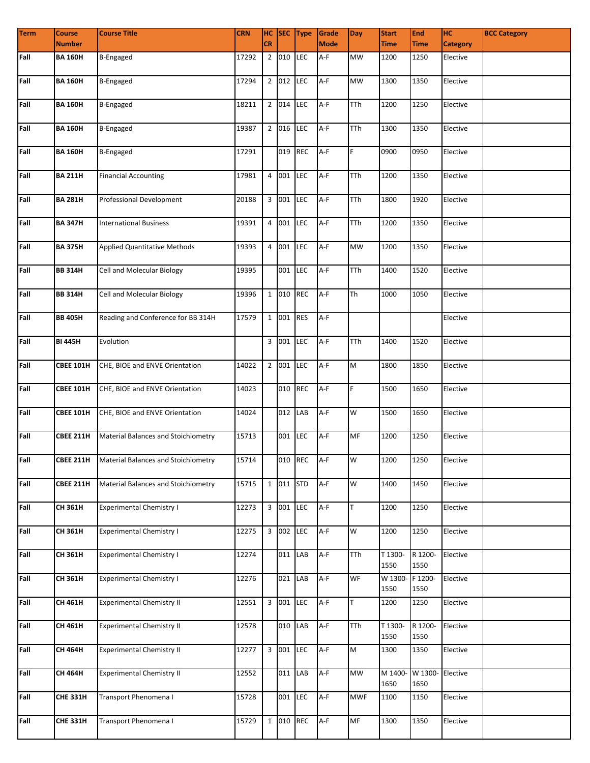| Term | Course Number | Course Title | CRN | HC CR | SEC | Type | Grade Mode | Day | Start Time | End Time | HC Category | BCC Category |
|---|---|---|---|---|---|---|---|---|---|---|---|---|
| Fall | BA 160H | B-Engaged | 17292 | 2 | 010 | LEC | A-F | MW | 1200 | 1250 | Elective | |
| Fall | BA 160H | B-Engaged | 17294 | 2 | 012 | LEC | A-F | MW | 1300 | 1350 | Elective | |
| Fall | BA 160H | B-Engaged | 18211 | 2 | 014 | LEC | A-F | TTh | 1200 | 1250 | Elective | |
| Fall | BA 160H | B-Engaged | 19387 | 2 | 016 | LEC | A-F | TTh | 1300 | 1350 | Elective | |
| Fall | BA 160H | B-Engaged | 17291 | | 019 | REC | A-F | F | 0900 | 0950 | Elective | |
| Fall | BA 211H | Financial Accounting | 17981 | 4 | 001 | LEC | A-F | TTh | 1200 | 1350 | Elective | |
| Fall | BA 281H | Professional Development | 20188 | 3 | 001 | LEC | A-F | TTh | 1800 | 1920 | Elective | |
| Fall | BA 347H | International Business | 19391 | 4 | 001 | LEC | A-F | TTh | 1200 | 1350 | Elective | |
| Fall | BA 375H | Applied Quantitative Methods | 19393 | 4 | 001 | LEC | A-F | MW | 1200 | 1350 | Elective | |
| Fall | BB 314H | Cell and Molecular Biology | 19395 | | 001 | LEC | A-F | TTh | 1400 | 1520 | Elective | |
| Fall | BB 314H | Cell and Molecular Biology | 19396 | 1 | 010 | REC | A-F | Th | 1000 | 1050 | Elective | |
| Fall | BB 405H | Reading and Conference for BB 314H | 17579 | 1 | 001 | RES | A-F | | | | Elective | |
| Fall | BI 445H | Evolution | | 3 | 001 | LEC | A-F | TTh | 1400 | 1520 | Elective | |
| Fall | CBEE 101H | CHE, BIOE and ENVE Orientation | 14022 | 2 | 001 | LEC | A-F | M | 1800 | 1850 | Elective | |
| Fall | CBEE 101H | CHE, BIOE and ENVE Orientation | 14023 | | 010 | REC | A-F | F | 1500 | 1650 | Elective | |
| Fall | CBEE 101H | CHE, BIOE and ENVE Orientation | 14024 | | 012 | LAB | A-F | W | 1500 | 1650 | Elective | |
| Fall | CBEE 211H | Material Balances and Stoichiometry | 15713 | | 001 | LEC | A-F | MF | 1200 | 1250 | Elective | |
| Fall | CBEE 211H | Material Balances and Stoichiometry | 15714 | | 010 | REC | A-F | W | 1200 | 1250 | Elective | |
| Fall | CBEE 211H | Material Balances and Stoichiometry | 15715 | 1 | 011 | STD | A-F | W | 1400 | 1450 | Elective | |
| Fall | CH 361H | Experimental Chemistry I | 12273 | 3 | 001 | LEC | A-F | T | 1200 | 1250 | Elective | |
| Fall | CH 361H | Experimental Chemistry I | 12275 | 3 | 002 | LEC | A-F | W | 1200 | 1250 | Elective | |
| Fall | CH 361H | Experimental Chemistry I | 12274 | | 011 | LAB | A-F | TTh | T 1300-1550 | R 1200-1550 | Elective | |
| Fall | CH 361H | Experimental Chemistry I | 12276 | | 021 | LAB | A-F | WF | W 1300-1550 | F 1200-1550 | Elective | |
| Fall | CH 461H | Experimental Chemistry II | 12551 | 3 | 001 | LEC | A-F | T | 1200 | 1250 | Elective | |
| Fall | CH 461H | Experimental Chemistry II | 12578 | | 010 | LAB | A-F | TTh | T 1300-1550 | R 1200-1550 | Elective | |
| Fall | CH 464H | Experimental Chemistry II | 12277 | 3 | 001 | LEC | A-F | M | 1300 | 1350 | Elective | |
| Fall | CH 464H | Experimental Chemistry II | 12552 | | 011 | LAB | A-F | MW | M 1400-1650 | W 1300-1650 | Elective | |
| Fall | CHE 331H | Transport Phenomena I | 15728 | | 001 | LEC | A-F | MWF | 1100 | 1150 | Elective | |
| Fall | CHE 331H | Transport Phenomena I | 15729 | 1 | 010 | REC | A-F | MF | 1300 | 1350 | Elective | |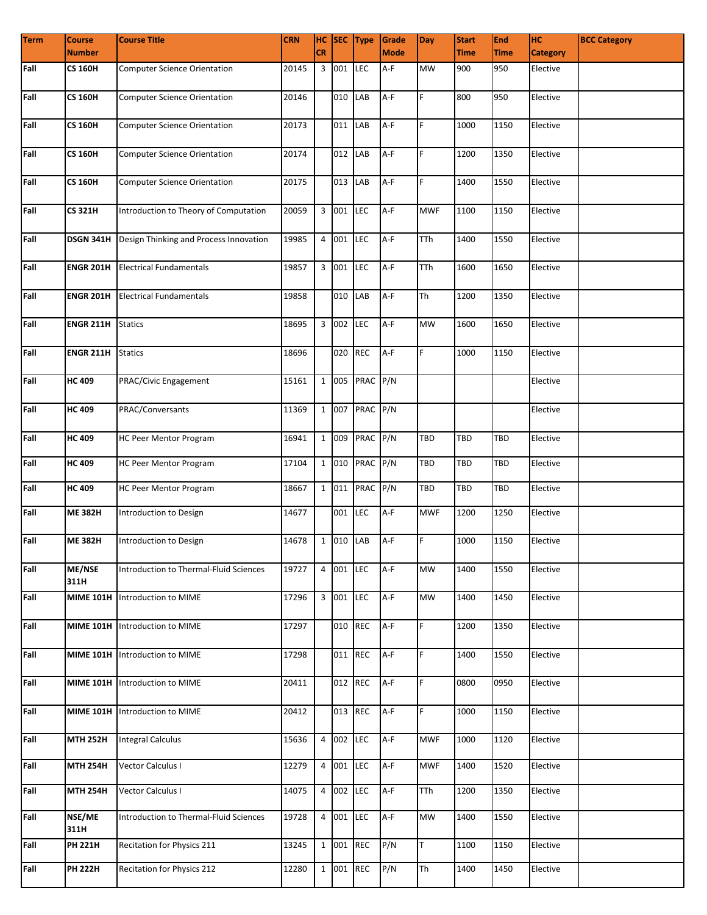| Term | Course Number | Course Title | CRN | HC CR | SEC | Type | Grade Mode | Day | Start Time | End Time | HC Category | BCC Category |
|---|---|---|---|---|---|---|---|---|---|---|---|---|
| **Fall** | **CS 160H** | Computer Science Orientation | 20145 | 3 | 001 | LEC | A-F | MW | 900 | 950 | Elective | |
| **Fall** | **CS 160H** | Computer Science Orientation | 20146 | | 010 | LAB | A-F | F | 800 | 950 | Elective | |
| **Fall** | **CS 160H** | Computer Science Orientation | 20173 | | 011 | LAB | A-F | F | 1000 | 1150 | Elective | |
| **Fall** | **CS 160H** | Computer Science Orientation | 20174 | | 012 | LAB | A-F | F | 1200 | 1350 | Elective | |
| **Fall** | **CS 160H** | Computer Science Orientation | 20175 | | 013 | LAB | A-F | F | 1400 | 1550 | Elective | |
| **Fall** | **CS 321H** | Introduction to Theory of Computation | 20059 | 3 | 001 | LEC | A-F | MWF | 1100 | 1150 | Elective | |
| **Fall** | **DSGN 341H** | Design Thinking and Process Innovation | 19985 | 4 | 001 | LEC | A-F | TTh | 1400 | 1550 | Elective | |
| **Fall** | **ENGR 201H** | Electrical Fundamentals | 19857 | 3 | 001 | LEC | A-F | TTh | 1600 | 1650 | Elective | |
| **Fall** | **ENGR 201H** | Electrical Fundamentals | 19858 | | 010 | LAB | A-F | Th | 1200 | 1350 | Elective | |
| **Fall** | **ENGR 211H** | Statics | 18695 | 3 | 002 | LEC | A-F | MW | 1600 | 1650 | Elective | |
| **Fall** | **ENGR 211H** | Statics | 18696 | | 020 | REC | A-F | F | 1000 | 1150 | Elective | |
| **Fall** | **HC 409** | PRAC/Civic Engagement | 15161 | 1 | 005 | PRAC | P/N | | | | Elective | |
| **Fall** | **HC 409** | PRAC/Conversants | 11369 | 1 | 007 | PRAC | P/N | | | | Elective | |
| **Fall** | **HC 409** | HC Peer Mentor Program | 16941 | 1 | 009 | PRAC | P/N | TBD | TBD | TBD | Elective | |
| **Fall** | **HC 409** | HC Peer Mentor Program | 17104 | 1 | 010 | PRAC | P/N | TBD | TBD | TBD | Elective | |
| **Fall** | **HC 409** | HC Peer Mentor Program | 18667 | 1 | 011 | PRAC | P/N | TBD | TBD | TBD | Elective | |
| **Fall** | **ME 382H** | Introduction to Design | 14677 | | 001 | LEC | A-F | MWF | 1200 | 1250 | Elective | |
| **Fall** | **ME 382H** | Introduction to Design | 14678 | 1 | 010 | LAB | A-F | F | 1000 | 1150 | Elective | |
| **Fall** | **ME/NSE 311H** | Introduction to Thermal-Fluid Sciences | 19727 | 4 | 001 | LEC | A-F | MW | 1400 | 1550 | Elective | |
| **Fall** | **MIME 101H** | Introduction to MIME | 17296 | 3 | 001 | LEC | A-F | MW | 1400 | 1450 | Elective | |
| **Fall** | **MIME 101H** | Introduction to MIME | 17297 | | 010 | REC | A-F | F | 1200 | 1350 | Elective | |
| **Fall** | **MIME 101H** | Introduction to MIME | 17298 | | 011 | REC | A-F | F | 1400 | 1550 | Elective | |
| **Fall** | **MIME 101H** | Introduction to MIME | 20411 | | 012 | REC | A-F | F | 0800 | 0950 | Elective | |
| **Fall** | **MIME 101H** | Introduction to MIME | 20412 | | 013 | REC | A-F | F | 1000 | 1150 | Elective | |
| **Fall** | **MTH 252H** | Integral Calculus | 15636 | 4 | 002 | LEC | A-F | MWF | 1000 | 1120 | Elective | |
| **Fall** | **MTH 254H** | Vector Calculus I | 12279 | 4 | 001 | LEC | A-F | MWF | 1400 | 1520 | Elective | |
| **Fall** | **MTH 254H** | Vector Calculus I | 14075 | 4 | 002 | LEC | A-F | TTh | 1200 | 1350 | Elective | |
| **Fall** | **NSE/ME 311H** | Introduction to Thermal-Fluid Sciences | 19728 | 4 | 001 | LEC | A-F | MW | 1400 | 1550 | Elective | |
| **Fall** | **PH 221H** | Recitation for Physics 211 | 13245 | 1 | 001 | REC | P/N | T | 1100 | 1150 | Elective | |
| **Fall** | **PH 222H** | Recitation for Physics 212 | 12280 | 1 | 001 | REC | P/N | Th | 1400 | 1450 | Elective | |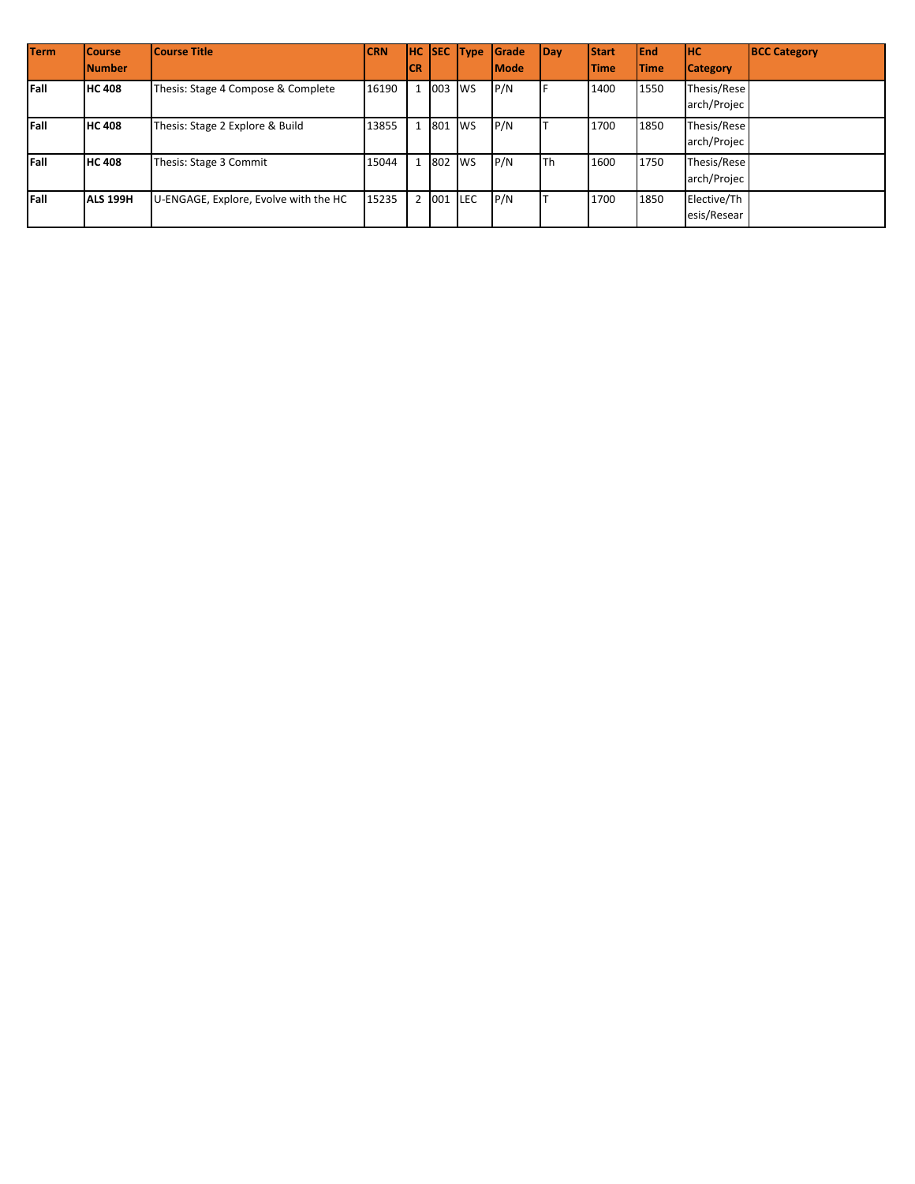| Term | Course Number | Course Title | CRN | HC CR | SEC | Type | Grade Mode | Day | Start Time | End Time | HC Category | BCC Category |
|---|---|---|---|---|---|---|---|---|---|---|---|---|
| **Fall** | **HC 408** | Thesis: Stage 4 Compose & Complete | 16190 | 1 | 003 | WS | P/N | F | 1400 | 1550 | Thesis/Research/Projec | |
| **Fall** | **HC 408** | Thesis: Stage 2 Explore & Build | 13855 | 1 | 801 | WS | P/N | T | 1700 | 1850 | Thesis/Research/Projec | |
| **Fall** | **HC 408** | Thesis: Stage 3 Commit | 15044 | 1 | 802 | WS | P/N | Th | 1600 | 1750 | Thesis/Research/Projec | |
| **Fall** | **ALS 199H** | U-ENGAGE, Explore, Evolve with the HC | 15235 | 2 | 001 | LEC | P/N | T | 1700 | 1850 | Elective/Thesis/Resear | |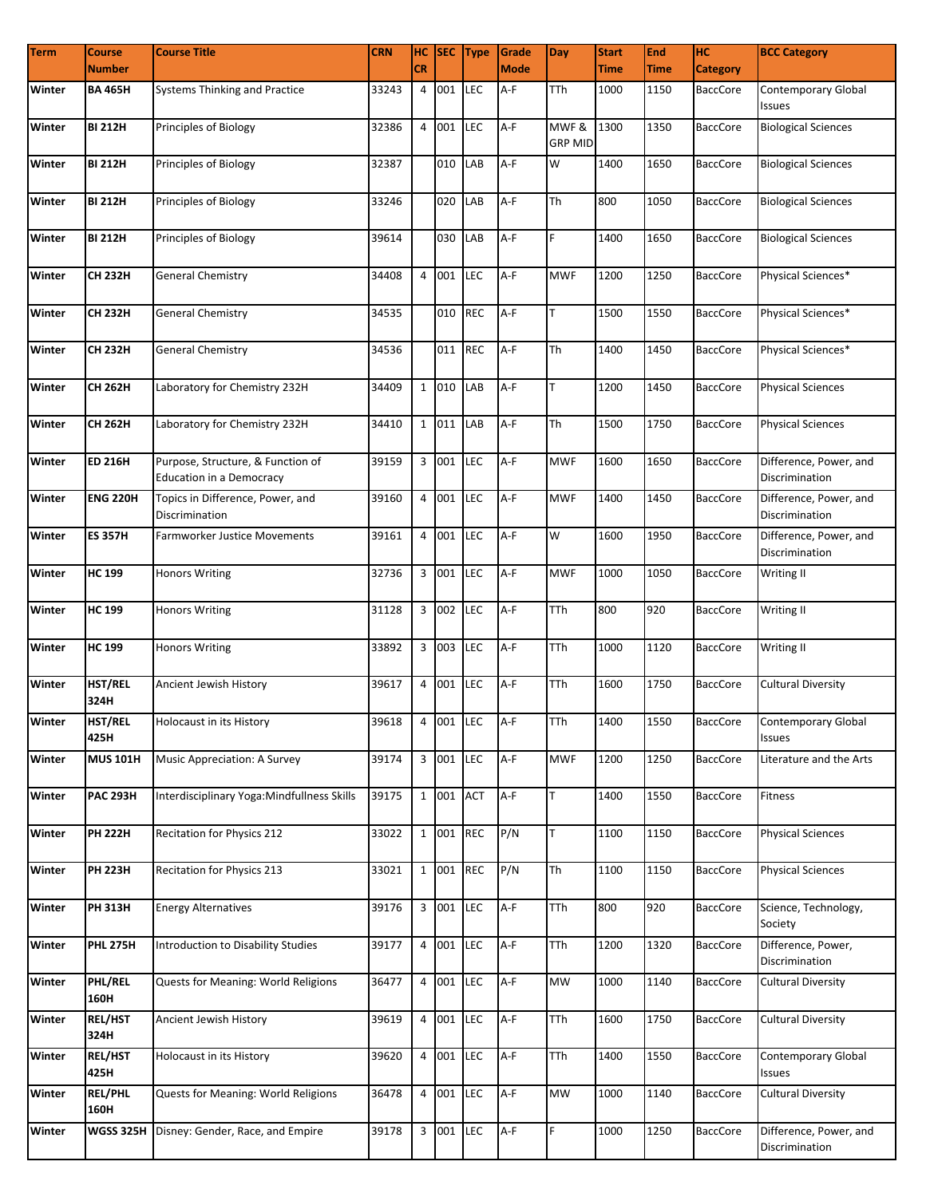| Term | Course Number | Course Title | CRN | HC CR | SEC | Type | Grade Mode | Day | Start Time | End Time | HC Category | BCC Category |
|---|---|---|---|---|---|---|---|---|---|---|---|---|
| Winter | BA 465H | Systems Thinking and Practice | 33243 | 4 | 001 | LEC | A-F | TTh | 1000 | 1150 | BaccCore | Contemporary Global Issues |
| Winter | BI 212H | Principles of Biology | 32386 | 4 | 001 | LEC | A-F | MWF & GRP MID | 1300 | 1350 | BaccCore | Biological Sciences |
| Winter | BI 212H | Principles of Biology | 32387 | | 010 | LAB | A-F | W | 1400 | 1650 | BaccCore | Biological Sciences |
| Winter | BI 212H | Principles of Biology | 33246 | | 020 | LAB | A-F | Th | 800 | 1050 | BaccCore | Biological Sciences |
| Winter | BI 212H | Principles of Biology | 39614 | | 030 | LAB | A-F | F | 1400 | 1650 | BaccCore | Biological Sciences |
| Winter | CH 232H | General Chemistry | 34408 | 4 | 001 | LEC | A-F | MWF | 1200 | 1250 | BaccCore | Physical Sciences* |
| Winter | CH 232H | General Chemistry | 34535 | | 010 | REC | A-F | T | 1500 | 1550 | BaccCore | Physical Sciences* |
| Winter | CH 232H | General Chemistry | 34536 | | 011 | REC | A-F | Th | 1400 | 1450 | BaccCore | Physical Sciences* |
| Winter | CH 262H | Laboratory for Chemistry 232H | 34409 | 1 | 010 | LAB | A-F | T | 1200 | 1450 | BaccCore | Physical Sciences |
| Winter | CH 262H | Laboratory for Chemistry 232H | 34410 | 1 | 011 | LAB | A-F | Th | 1500 | 1750 | BaccCore | Physical Sciences |
| Winter | ED 216H | Purpose, Structure, & Function of Education in a Democracy | 39159 | 3 | 001 | LEC | A-F | MWF | 1600 | 1650 | BaccCore | Difference, Power, and Discrimination |
| Winter | ENG 220H | Topics in Difference, Power, and Discrimination | 39160 | 4 | 001 | LEC | A-F | MWF | 1400 | 1450 | BaccCore | Difference, Power, and Discrimination |
| Winter | ES 357H | Farmworker Justice Movements | 39161 | 4 | 001 | LEC | A-F | W | 1600 | 1950 | BaccCore | Difference, Power, and Discrimination |
| Winter | HC 199 | Honors Writing | 32736 | 3 | 001 | LEC | A-F | MWF | 1000 | 1050 | BaccCore | Writing II |
| Winter | HC 199 | Honors Writing | 31128 | 3 | 002 | LEC | A-F | TTh | 800 | 920 | BaccCore | Writing II |
| Winter | HC 199 | Honors Writing | 33892 | 3 | 003 | LEC | A-F | TTh | 1000 | 1120 | BaccCore | Writing II |
| Winter | HST/REL 324H | Ancient Jewish History | 39617 | 4 | 001 | LEC | A-F | TTh | 1600 | 1750 | BaccCore | Cultural Diversity |
| Winter | HST/REL 425H | Holocaust in its History | 39618 | 4 | 001 | LEC | A-F | TTh | 1400 | 1550 | BaccCore | Contemporary Global Issues |
| Winter | MUS 101H | Music Appreciation: A Survey | 39174 | 3 | 001 | LEC | A-F | MWF | 1200 | 1250 | BaccCore | Literature and the Arts |
| Winter | PAC 293H | Interdisciplinary Yoga:Mindfullness Skills | 39175 | 1 | 001 | ACT | A-F | T | 1400 | 1550 | BaccCore | Fitness |
| Winter | PH 222H | Recitation for Physics 212 | 33022 | 1 | 001 | REC | P/N | T | 1100 | 1150 | BaccCore | Physical Sciences |
| Winter | PH 223H | Recitation for Physics 213 | 33021 | 1 | 001 | REC | P/N | Th | 1100 | 1150 | BaccCore | Physical Sciences |
| Winter | PH 313H | Energy Alternatives | 39176 | 3 | 001 | LEC | A-F | TTh | 800 | 920 | BaccCore | Science, Technology, Society |
| Winter | PHL 275H | Introduction to Disability Studies | 39177 | 4 | 001 | LEC | A-F | TTh | 1200 | 1320 | BaccCore | Difference, Power, Discrimination |
| Winter | PHL/REL 160H | Quests for Meaning: World Religions | 36477 | 4 | 001 | LEC | A-F | MW | 1000 | 1140 | BaccCore | Cultural Diversity |
| Winter | REL/HST 324H | Ancient Jewish History | 39619 | 4 | 001 | LEC | A-F | TTh | 1600 | 1750 | BaccCore | Cultural Diversity |
| Winter | REL/HST 425H | Holocaust in its History | 39620 | 4 | 001 | LEC | A-F | TTh | 1400 | 1550 | BaccCore | Contemporary Global Issues |
| Winter | REL/PHL 160H | Quests for Meaning: World Religions | 36478 | 4 | 001 | LEC | A-F | MW | 1000 | 1140 | BaccCore | Cultural Diversity |
| Winter | WGSS 325H | Disney: Gender, Race, and Empire | 39178 | 3 | 001 | LEC | A-F | F | 1000 | 1250 | BaccCore | Difference, Power, and Discrimination |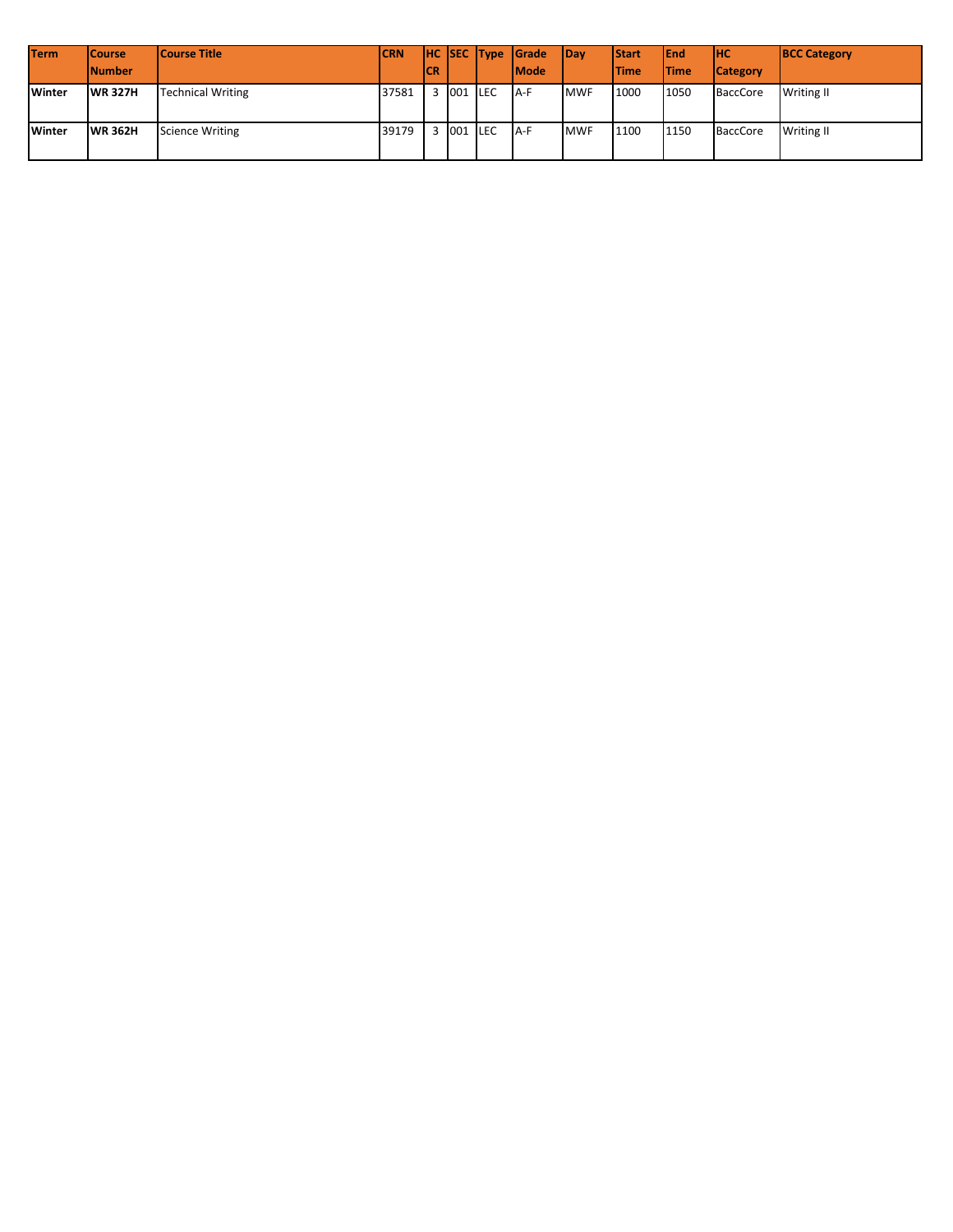| Term | Course Number | Course Title | CRN | HC CR | SEC | Type | Grade Mode | Day | Start Time | End Time | HC Category | BCC Category |
|---|---|---|---|---|---|---|---|---|---|---|---|---|
| **Winter** | **WR 327H** | Technical Writing | 37581 | 3 | 001 | LEC | A-F | MWF | 1000 | 1050 | BaccCore | Writing II |
| **Winter** | **WR 362H** | Science Writing | 39179 | 3 | 001 | LEC | A-F | MWF | 1100 | 1150 | BaccCore | Writing II |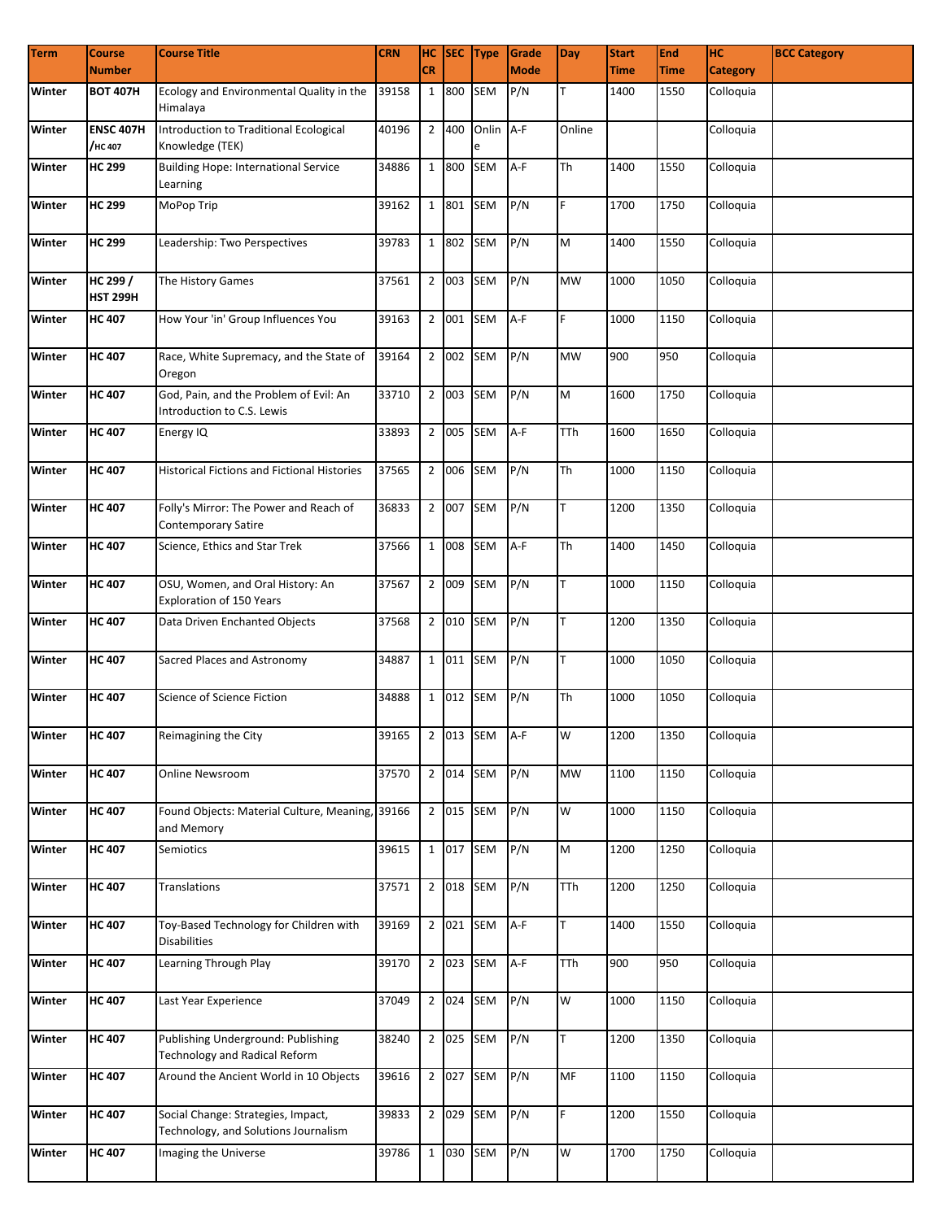| Term | Course Number | Course Title | CRN | HC CR | SEC | Type | Grade Mode | Day | Start Time | End Time | HC Category | BCC Category |
|---|---|---|---|---|---|---|---|---|---|---|---|---|
| Winter | BOT 407H | Ecology and Environmental Quality in the Himalaya | 39158 | 1 | 800 | SEM | P/N | T | 1400 | 1550 | Colloquia | |
| Winter | ENSC 407H /HC 407 | Introduction to Traditional Ecological Knowledge (TEK) | 40196 | 2 | 400 | Online | A-F | Online | | | Colloquia | |
| Winter | HC 299 | Building Hope: International Service Learning | 34886 | 1 | 800 | SEM | A-F | Th | 1400 | 1550 | Colloquia | |
| Winter | HC 299 | MoPop Trip | 39162 | 1 | 801 | SEM | P/N | F | 1700 | 1750 | Colloquia | |
| Winter | HC 299 | Leadership: Two Perspectives | 39783 | 1 | 802 | SEM | P/N | M | 1400 | 1550 | Colloquia | |
| Winter | HC 299 / HST 299H | The History Games | 37561 | 2 | 003 | SEM | P/N | MW | 1000 | 1050 | Colloquia | |
| Winter | HC 407 | How Your 'in' Group Influences You | 39163 | 2 | 001 | SEM | A-F | F | 1000 | 1150 | Colloquia | |
| Winter | HC 407 | Race, White Supremacy, and the State of Oregon | 39164 | 2 | 002 | SEM | P/N | MW | 900 | 950 | Colloquia | |
| Winter | HC 407 | God, Pain, and the Problem of Evil: An Introduction to C.S. Lewis | 33710 | 2 | 003 | SEM | P/N | M | 1600 | 1750 | Colloquia | |
| Winter | HC 407 | Energy IQ | 33893 | 2 | 005 | SEM | A-F | TTh | 1600 | 1650 | Colloquia | |
| Winter | HC 407 | Historical Fictions and Fictional Histories | 37565 | 2 | 006 | SEM | P/N | Th | 1000 | 1150 | Colloquia | |
| Winter | HC 407 | Folly's Mirror: The Power and Reach of Contemporary Satire | 36833 | 2 | 007 | SEM | P/N | T | 1200 | 1350 | Colloquia | |
| Winter | HC 407 | Science, Ethics and Star Trek | 37566 | 1 | 008 | SEM | A-F | Th | 1400 | 1450 | Colloquia | |
| Winter | HC 407 | OSU, Women, and Oral History: An Exploration of 150 Years | 37567 | 2 | 009 | SEM | P/N | T | 1000 | 1150 | Colloquia | |
| Winter | HC 407 | Data Driven Enchanted Objects | 37568 | 2 | 010 | SEM | P/N | T | 1200 | 1350 | Colloquia | |
| Winter | HC 407 | Sacred Places and Astronomy | 34887 | 1 | 011 | SEM | P/N | T | 1000 | 1050 | Colloquia | |
| Winter | HC 407 | Science of Science Fiction | 34888 | 1 | 012 | SEM | P/N | Th | 1000 | 1050 | Colloquia | |
| Winter | HC 407 | Reimagining the City | 39165 | 2 | 013 | SEM | A-F | W | 1200 | 1350 | Colloquia | |
| Winter | HC 407 | Online Newsroom | 37570 | 2 | 014 | SEM | P/N | MW | 1100 | 1150 | Colloquia | |
| Winter | HC 407 | Found Objects: Material Culture, Meaning, and Memory | 39166 | 2 | 015 | SEM | P/N | W | 1000 | 1150 | Colloquia | |
| Winter | HC 407 | Semiotics | 39615 | 1 | 017 | SEM | P/N | M | 1200 | 1250 | Colloquia | |
| Winter | HC 407 | Translations | 37571 | 2 | 018 | SEM | P/N | TTh | 1200 | 1250 | Colloquia | |
| Winter | HC 407 | Toy-Based Technology for Children with Disabilities | 39169 | 2 | 021 | SEM | A-F | T | 1400 | 1550 | Colloquia | |
| Winter | HC 407 | Learning Through Play | 39170 | 2 | 023 | SEM | A-F | TTh | 900 | 950 | Colloquia | |
| Winter | HC 407 | Last Year Experience | 37049 | 2 | 024 | SEM | P/N | W | 1000 | 1150 | Colloquia | |
| Winter | HC 407 | Publishing Underground: Publishing Technology and Radical Reform | 38240 | 2 | 025 | SEM | P/N | T | 1200 | 1350 | Colloquia | |
| Winter | HC 407 | Around the Ancient World in 10 Objects | 39616 | 2 | 027 | SEM | P/N | MF | 1100 | 1150 | Colloquia | |
| Winter | HC 407 | Social Change: Strategies, Impact, Technology, and Solutions Journalism | 39833 | 2 | 029 | SEM | P/N | F | 1200 | 1550 | Colloquia | |
| Winter | HC 407 | Imaging the Universe | 39786 | 1 | 030 | SEM | P/N | W | 1700 | 1750 | Colloquia | |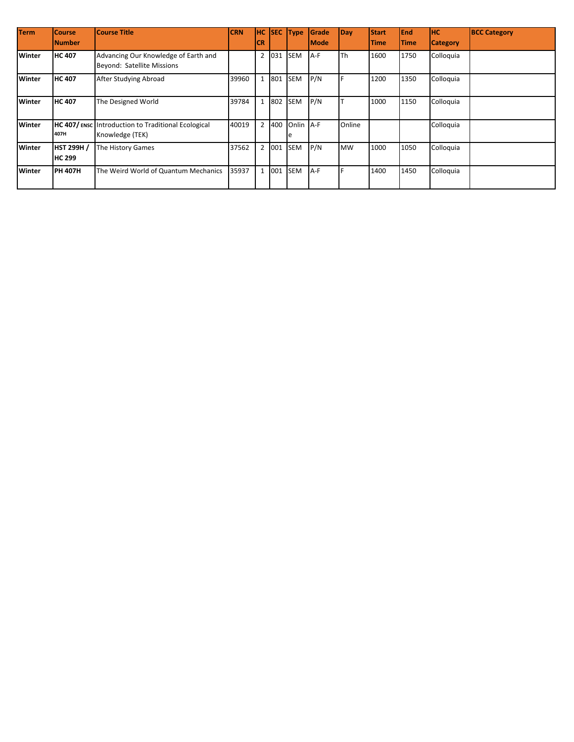| Term | Course Number | Course Title | CRN | HC CR | SEC | Type | Grade Mode | Day | Start Time | End Time | HC Category | BCC Category |
|---|---|---|---|---|---|---|---|---|---|---|---|---|
| Winter | HC 407 | Advancing Our Knowledge of Earth and Beyond: Satellite Missions | | 2 | 031 | SEM | A-F | Th | 1600 | 1750 | Colloquia | |
| Winter | HC 407 | After Studying Abroad | 39960 | 1 | 801 | SEM | P/N | F | 1200 | 1350 | Colloquia | |
| Winter | HC 407 | The Designed World | 39784 | 1 | 802 | SEM | P/N | T | 1000 | 1150 | Colloquia | |
| Winter | HC 407/ ENSC 407H | Introduction to Traditional Ecological Knowledge (TEK) | 40019 | 2 | 400 | Online | A-F | Online | | | Colloquia | |
| Winter | HST 299H / HC 299 | The History Games | 37562 | 2 | 001 | SEM | P/N | MW | 1000 | 1050 | Colloquia | |
| Winter | PH 407H | The Weird World of Quantum Mechanics | 35937 | 1 | 001 | SEM | A-F | F | 1400 | 1450 | Colloquia | |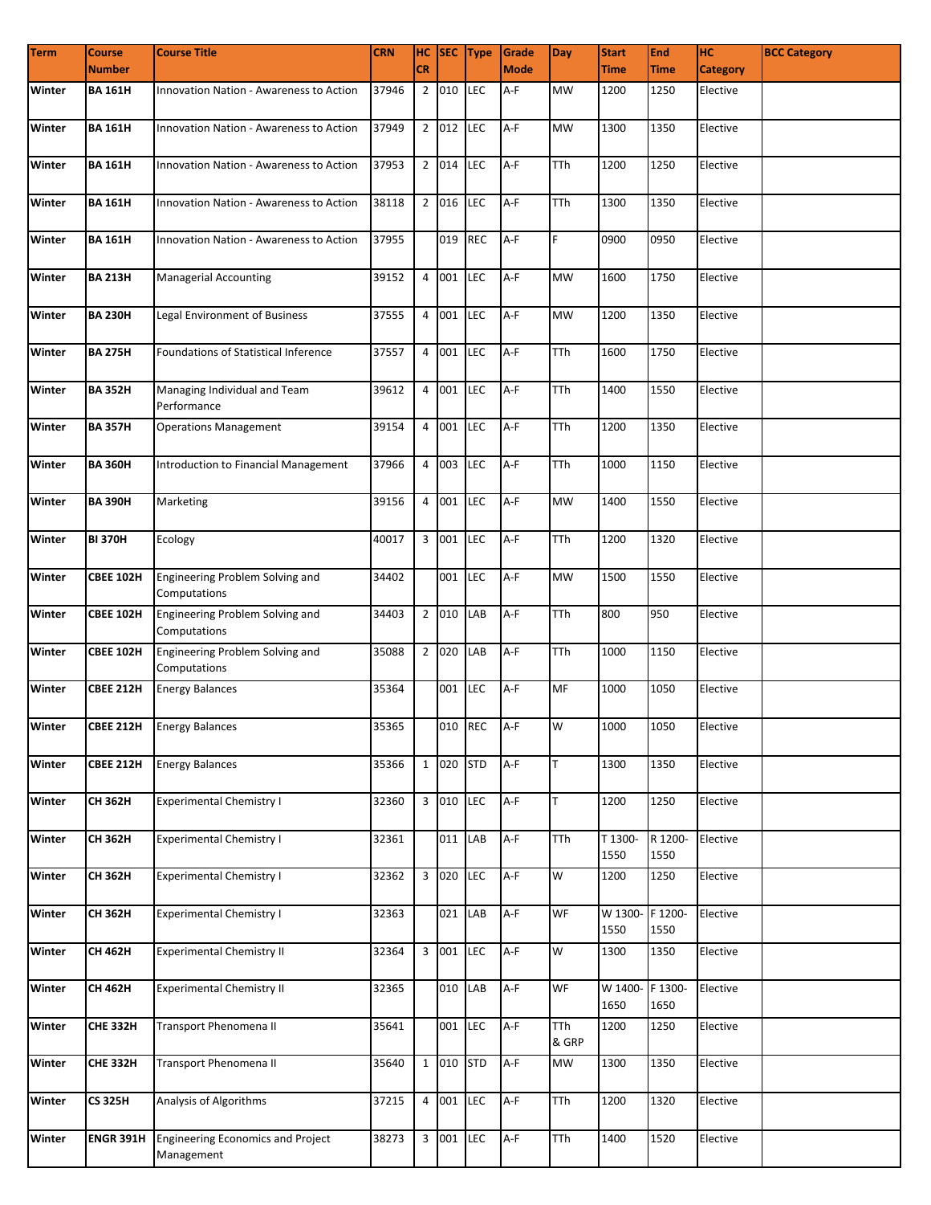| Term | Course Number | Course Title | CRN | HC CR | SEC | Type | Grade Mode | Day | Start Time | End Time | HC Category | BCC Category |
|---|---|---|---|---|---|---|---|---|---|---|---|---|
| Winter | **BA 161H** | Innovation Nation - Awareness to Action | 37946 | 2 | 010 | LEC | A-F | MW | 1200 | 1250 | Elective | |
| Winter | **BA 161H** | Innovation Nation - Awareness to Action | 37949 | 2 | 012 | LEC | A-F | MW | 1300 | 1350 | Elective | |
| Winter | **BA 161H** | Innovation Nation - Awareness to Action | 37953 | 2 | 014 | LEC | A-F | TTh | 1200 | 1250 | Elective | |
| Winter | **BA 161H** | Innovation Nation - Awareness to Action | 38118 | 2 | 016 | LEC | A-F | TTh | 1300 | 1350 | Elective | |
| Winter | **BA 161H** | Innovation Nation - Awareness to Action | 37955 | | 019 | REC | A-F | F | 0900 | 0950 | Elective | |
| Winter | **BA 213H** | Managerial Accounting | 39152 | 4 | 001 | LEC | A-F | MW | 1600 | 1750 | Elective | |
| Winter | **BA 230H** | Legal Environment of Business | 37555 | 4 | 001 | LEC | A-F | MW | 1200 | 1350 | Elective | |
| Winter | **BA 275H** | Foundations of Statistical Inference | 37557 | 4 | 001 | LEC | A-F | TTh | 1600 | 1750 | Elective | |
| Winter | **BA 352H** | Managing Individual and Team Performance | 39612 | 4 | 001 | LEC | A-F | TTh | 1400 | 1550 | Elective | |
| Winter | **BA 357H** | Operations Management | 39154 | 4 | 001 | LEC | A-F | TTh | 1200 | 1350 | Elective | |
| Winter | **BA 360H** | Introduction to Financial Management | 37966 | 4 | 003 | LEC | A-F | TTh | 1000 | 1150 | Elective | |
| Winter | **BA 390H** | Marketing | 39156 | 4 | 001 | LEC | A-F | MW | 1400 | 1550 | Elective | |
| Winter | **BI 370H** | Ecology | 40017 | 3 | 001 | LEC | A-F | TTh | 1200 | 1320 | Elective | |
| Winter | **CBEE 102H** | Engineering Problem Solving and Computations | 34402 | | 001 | LEC | A-F | MW | 1500 | 1550 | Elective | |
| Winter | **CBEE 102H** | Engineering Problem Solving and Computations | 34403 | 2 | 010 | LAB | A-F | TTh | 800 | 950 | Elective | |
| Winter | **CBEE 102H** | Engineering Problem Solving and Computations | 35088 | 2 | 020 | LAB | A-F | TTh | 1000 | 1150 | Elective | |
| Winter | **CBEE 212H** | Energy Balances | 35364 | | 001 | LEC | A-F | MF | 1000 | 1050 | Elective | |
| Winter | **CBEE 212H** | Energy Balances | 35365 | | 010 | REC | A-F | W | 1000 | 1050 | Elective | |
| Winter | **CBEE 212H** | Energy Balances | 35366 | 1 | 020 | STD | A-F | T | 1300 | 1350 | Elective | |
| Winter | **CH 362H** | Experimental Chemistry I | 32360 | 3 | 010 | LEC | A-F | T | 1200 | 1250 | Elective | |
| Winter | **CH 362H** | Experimental Chemistry I | 32361 | | 011 | LAB | A-F | TTh | T 1300-1550 | R 1200-1550 | Elective | |
| Winter | **CH 362H** | Experimental Chemistry I | 32362 | 3 | 020 | LEC | A-F | W | 1200 | 1250 | Elective | |
| Winter | **CH 362H** | Experimental Chemistry I | 32363 | | 021 | LAB | A-F | WF | W 1300-1550 | F 1200-1550 | Elective | |
| Winter | **CH 462H** | Experimental Chemistry II | 32364 | 3 | 001 | LEC | A-F | W | 1300 | 1350 | Elective | |
| Winter | **CH 462H** | Experimental Chemistry II | 32365 | | 010 | LAB | A-F | WF | W 1400-1650 | F 1300-1650 | Elective | |
| Winter | **CHE 332H** | Transport Phenomena II | 35641 | | 001 | LEC | A-F | TTh & GRP | 1200 | 1250 | Elective | |
| Winter | **CHE 332H** | Transport Phenomena II | 35640 | 1 | 010 | STD | A-F | MW | 1300 | 1350 | Elective | |
| Winter | **CS 325H** | Analysis of Algorithms | 37215 | 4 | 001 | LEC | A-F | TTh | 1200 | 1320 | Elective | |
| Winter | **ENGR 391H** | Engineering Economics and Project Management | 38273 | 3 | 001 | LEC | A-F | TTh | 1400 | 1520 | Elective | |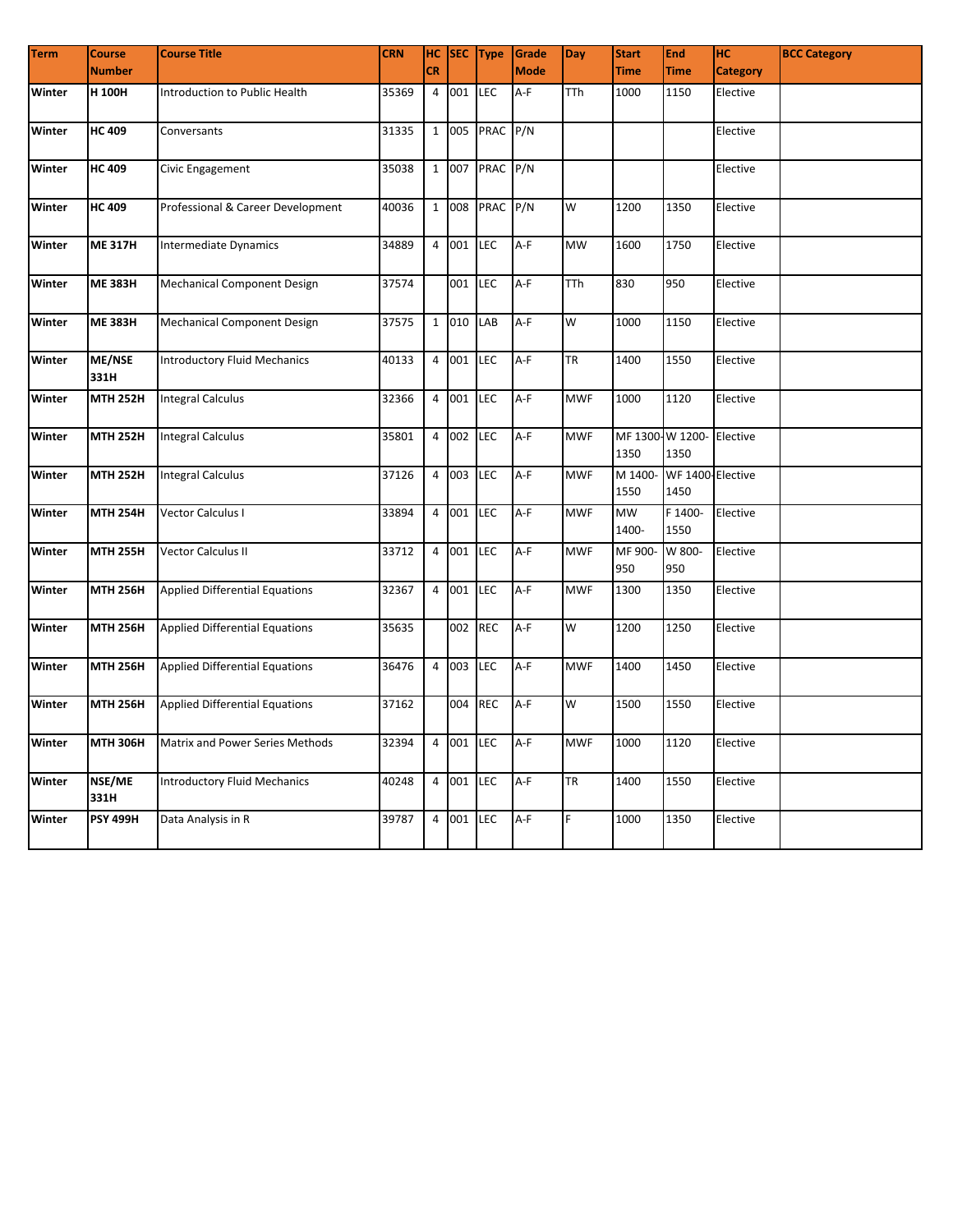| Term | Course Number | Course Title | CRN | HC CR | SEC | Type | Grade Mode | Day | Start Time | End Time | HC Category | BCC Category |
|---|---|---|---|---|---|---|---|---|---|---|---|---|
| Winter | H 100H | Introduction to Public Health | 35369 | 4 | 001 | LEC | A-F | TTh | 1000 | 1150 | Elective | |
| Winter | HC 409 | Conversants | 31335 | 1 | 005 | PRAC | P/N | | | | Elective | |
| Winter | HC 409 | Civic Engagement | 35038 | 1 | 007 | PRAC | P/N | | | | Elective | |
| Winter | HC 409 | Professional & Career Development | 40036 | 1 | 008 | PRAC | P/N | W | 1200 | 1350 | Elective | |
| Winter | ME 317H | Intermediate Dynamics | 34889 | 4 | 001 | LEC | A-F | MW | 1600 | 1750 | Elective | |
| Winter | ME 383H | Mechanical Component Design | 37574 | | 001 | LEC | A-F | TTh | 830 | 950 | Elective | |
| Winter | ME 383H | Mechanical Component Design | 37575 | 1 | 010 | LAB | A-F | W | 1000 | 1150 | Elective | |
| Winter | ME/NSE 331H | Introductory Fluid Mechanics | 40133 | 4 | 001 | LEC | A-F | TR | 1400 | 1550 | Elective | |
| Winter | MTH 252H | Integral Calculus | 32366 | 4 | 001 | LEC | A-F | MWF | 1000 | 1120 | Elective | |
| Winter | MTH 252H | Integral Calculus | 35801 | 4 | 002 | LEC | A-F | MWF | MF 1300-1350 | W 1200-1350 | Elective | |
| Winter | MTH 252H | Integral Calculus | 37126 | 4 | 003 | LEC | A-F | MWF | M 1400-1550 | WF 1400-1450 | Elective | |
| Winter | MTH 254H | Vector Calculus I | 33894 | 4 | 001 | LEC | A-F | MWF | MW 1400- | F 1400-1550 | Elective | |
| Winter | MTH 255H | Vector Calculus II | 33712 | 4 | 001 | LEC | A-F | MWF | MF 900-950 | W 800-950 | Elective | |
| Winter | MTH 256H | Applied Differential Equations | 32367 | 4 | 001 | LEC | A-F | MWF | 1300 | 1350 | Elective | |
| Winter | MTH 256H | Applied Differential Equations | 35635 | | 002 | REC | A-F | W | 1200 | 1250 | Elective | |
| Winter | MTH 256H | Applied Differential Equations | 36476 | 4 | 003 | LEC | A-F | MWF | 1400 | 1450 | Elective | |
| Winter | MTH 256H | Applied Differential Equations | 37162 | | 004 | REC | A-F | W | 1500 | 1550 | Elective | |
| Winter | MTH 306H | Matrix and Power Series Methods | 32394 | 4 | 001 | LEC | A-F | MWF | 1000 | 1120 | Elective | |
| Winter | NSE/ME 331H | Introductory Fluid Mechanics | 40248 | 4 | 001 | LEC | A-F | TR | 1400 | 1550 | Elective | |
| Winter | PSY 499H | Data Analysis in R | 39787 | 4 | 001 | LEC | A-F | F | 1000 | 1350 | Elective | |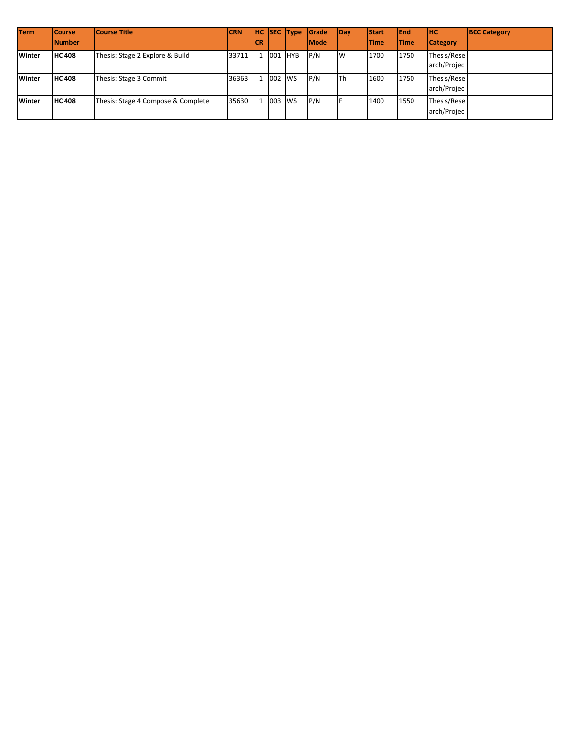| Term | Course Number | Course Title | CRN | HC CR | SEC | Type | Grade Mode | Day | Start Time | End Time | HC Category | BCC Category |
|---|---|---|---|---|---|---|---|---|---|---|---|---|
| **Winter** | **HC 408** | Thesis: Stage 2 Explore & Build | 33711 | 1 | 001 | HYB | P/N | W | 1700 | 1750 | Thesis/Research/Projec | |
| **Winter** | **HC 408** | Thesis: Stage 3 Commit | 36363 | 1 | 002 | WS | P/N | Th | 1600 | 1750 | Thesis/Research/Projec | |
| **Winter** | **HC 408** | Thesis: Stage 4 Compose & Complete | 35630 | 1 | 003 | WS | P/N | F | 1400 | 1550 | Thesis/Research/Projec | |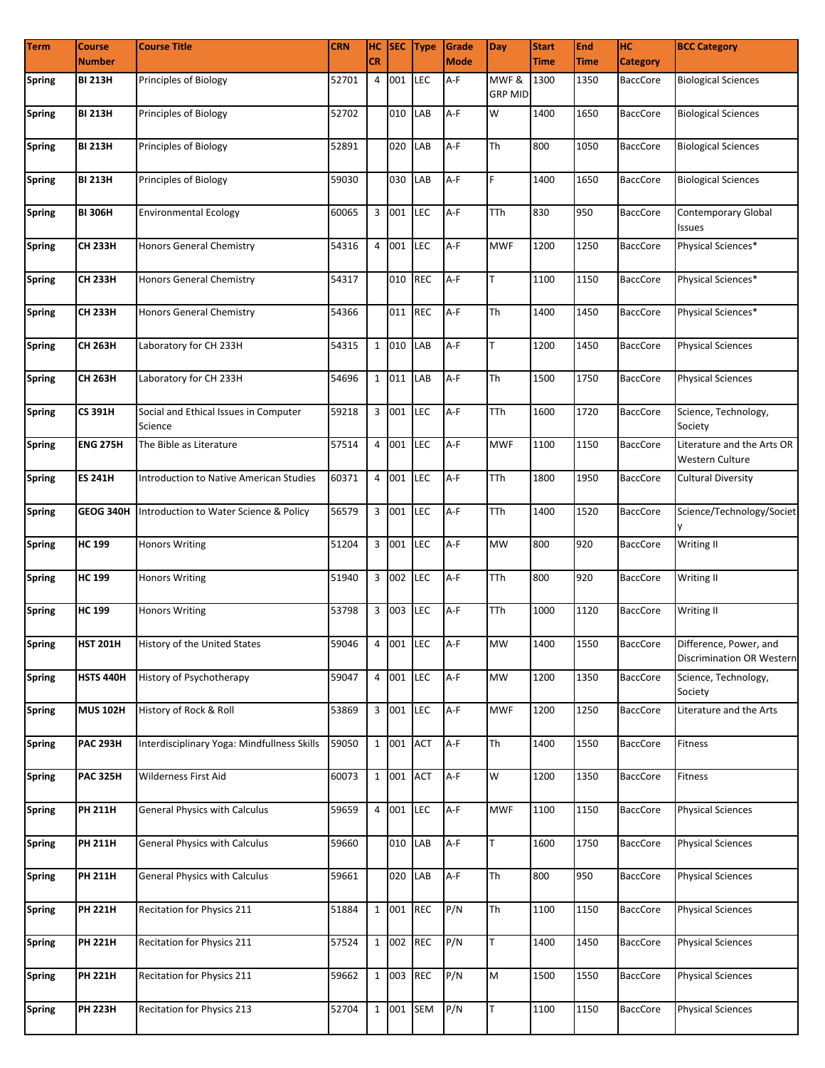| Term | Course Number | Course Title | CRN | HC CR | SEC | Type | Grade Mode | Day | Start Time | End Time | HC Category | BCC Category |
|---|---|---|---|---|---|---|---|---|---|---|---|---|
| **Spring** | **BI 213H** | Principles of Biology | 52701 | 4 | 001 | LEC | A-F | MWF & GRP MID | 1300 | 1350 | BaccCore | Biological Sciences |
| **Spring** | **BI 213H** | Principles of Biology | 52702 | | 010 | LAB | A-F | W | 1400 | 1650 | BaccCore | Biological Sciences |
| **Spring** | **BI 213H** | Principles of Biology | 52891 | | 020 | LAB | A-F | Th | 800 | 1050 | BaccCore | Biological Sciences |
| **Spring** | **BI 213H** | Principles of Biology | 59030 | | 030 | LAB | A-F | F | 1400 | 1650 | BaccCore | Biological Sciences |
| **Spring** | **BI 306H** | Environmental Ecology | 60065 | 3 | 001 | LEC | A-F | TTh | 830 | 950 | BaccCore | Contemporary Global Issues |
| **Spring** | **CH 233H** | Honors General Chemistry | 54316 | 4 | 001 | LEC | A-F | MWF | 1200 | 1250 | BaccCore | Physical Sciences* |
| **Spring** | **CH 233H** | Honors General Chemistry | 54317 | | 010 | REC | A-F | T | 1100 | 1150 | BaccCore | Physical Sciences* |
| **Spring** | **CH 233H** | Honors General Chemistry | 54366 | | 011 | REC | A-F | Th | 1400 | 1450 | BaccCore | Physical Sciences* |
| **Spring** | **CH 263H** | Laboratory for CH 233H | 54315 | 1 | 010 | LAB | A-F | T | 1200 | 1450 | BaccCore | Physical Sciences |
| **Spring** | **CH 263H** | Laboratory for CH 233H | 54696 | 1 | 011 | LAB | A-F | Th | 1500 | 1750 | BaccCore | Physical Sciences |
| **Spring** | **CS 391H** | Social and Ethical Issues in Computer Science | 59218 | 3 | 001 | LEC | A-F | TTh | 1600 | 1720 | BaccCore | Science, Technology, Society |
| **Spring** | **ENG 275H** | The Bible as Literature | 57514 | 4 | 001 | LEC | A-F | MWF | 1100 | 1150 | BaccCore | Literature and the Arts OR Western Culture |
| **Spring** | **ES 241H** | Introduction to Native American Studies | 60371 | 4 | 001 | LEC | A-F | TTh | 1800 | 1950 | BaccCore | Cultural Diversity |
| **Spring** | **GEOG 340H** | Introduction to Water Science & Policy | 56579 | 3 | 001 | LEC | A-F | TTh | 1400 | 1520 | BaccCore | Science/Technology/Society |
| **Spring** | **HC 199** | Honors Writing | 51204 | 3 | 001 | LEC | A-F | MW | 800 | 920 | BaccCore | Writing II |
| **Spring** | **HC 199** | Honors Writing | 51940 | 3 | 002 | LEC | A-F | TTh | 800 | 920 | BaccCore | Writing II |
| **Spring** | **HC 199** | Honors Writing | 53798 | 3 | 003 | LEC | A-F | TTh | 1000 | 1120 | BaccCore | Writing II |
| **Spring** | **HST 201H** | History of the United States | 59046 | 4 | 001 | LEC | A-F | MW | 1400 | 1550 | BaccCore | Difference, Power, and Discrimination OR Western |
| **Spring** | **HSTS 440H** | History of Psychotherapy | 59047 | 4 | 001 | LEC | A-F | MW | 1200 | 1350 | BaccCore | Science, Technology, Society |
| **Spring** | **MUS 102H** | History of Rock & Roll | 53869 | 3 | 001 | LEC | A-F | MWF | 1200 | 1250 | BaccCore | Literature and the Arts |
| **Spring** | **PAC 293H** | Interdisciplinary Yoga: Mindfullness Skills | 59050 | 1 | 001 | ACT | A-F | Th | 1400 | 1550 | BaccCore | Fitness |
| **Spring** | **PAC 325H** | Wilderness First Aid | 60073 | 1 | 001 | ACT | A-F | W | 1200 | 1350 | BaccCore | Fitness |
| **Spring** | **PH 211H** | General Physics with Calculus | 59659 | 4 | 001 | LEC | A-F | MWF | 1100 | 1150 | BaccCore | Physical Sciences |
| **Spring** | **PH 211H** | General Physics with Calculus | 59660 | | 010 | LAB | A-F | T | 1600 | 1750 | BaccCore | Physical Sciences |
| **Spring** | **PH 211H** | General Physics with Calculus | 59661 | | 020 | LAB | A-F | Th | 800 | 950 | BaccCore | Physical Sciences |
| **Spring** | **PH 221H** | Recitation for Physics 211 | 51884 | 1 | 001 | REC | P/N | Th | 1100 | 1150 | BaccCore | Physical Sciences |
| **Spring** | **PH 221H** | Recitation for Physics 211 | 57524 | 1 | 002 | REC | P/N | T | 1400 | 1450 | BaccCore | Physical Sciences |
| **Spring** | **PH 221H** | Recitation for Physics 211 | 59662 | 1 | 003 | REC | P/N | M | 1500 | 1550 | BaccCore | Physical Sciences |
| **Spring** | **PH 223H** | Recitation for Physics 213 | 52704 | 1 | 001 | SEM | P/N | T | 1100 | 1150 | BaccCore | Physical Sciences |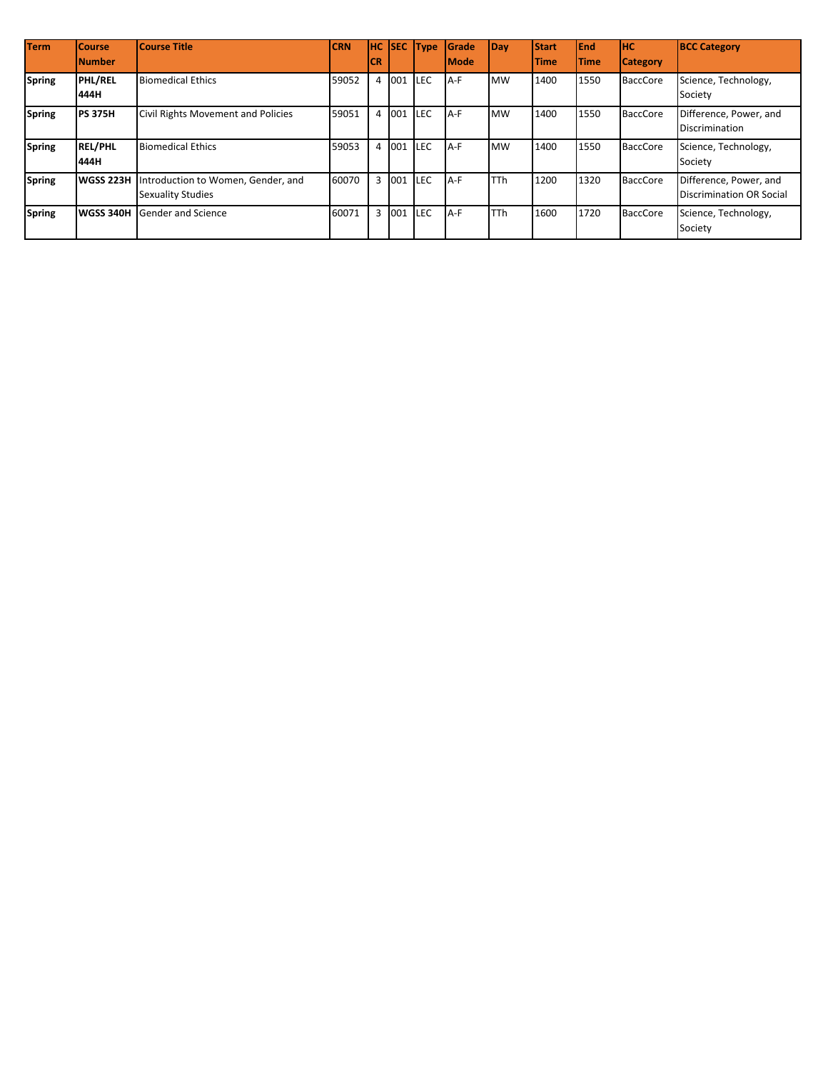| Term | Course Number | Course Title | CRN | HC CR | SEC | Type | Grade Mode | Day | Start Time | End Time | HC Category | BCC Category |
|---|---|---|---|---|---|---|---|---|---|---|---|---|
| **Spring** | **PHL/REL 444H** | Biomedical Ethics | 59052 | 4 | 001 | LEC | A-F | MW | 1400 | 1550 | BaccCore | Science, Technology, Society |
| **Spring** | **PS 375H** | Civil Rights Movement and Policies | 59051 | 4 | 001 | LEC | A-F | MW | 1400 | 1550 | BaccCore | Difference, Power, and Discrimination |
| **Spring** | **REL/PHL 444H** | Biomedical Ethics | 59053 | 4 | 001 | LEC | A-F | MW | 1400 | 1550 | BaccCore | Science, Technology, Society |
| **Spring** | **WGSS 223H** | Introduction to Women, Gender, and Sexuality Studies | 60070 | 3 | 001 | LEC | A-F | TTh | 1200 | 1320 | BaccCore | Difference, Power, and Discrimination OR Social |
| **Spring** | **WGSS 340H** | Gender and Science | 60071 | 3 | 001 | LEC | A-F | TTh | 1600 | 1720 | BaccCore | Science, Technology, Society |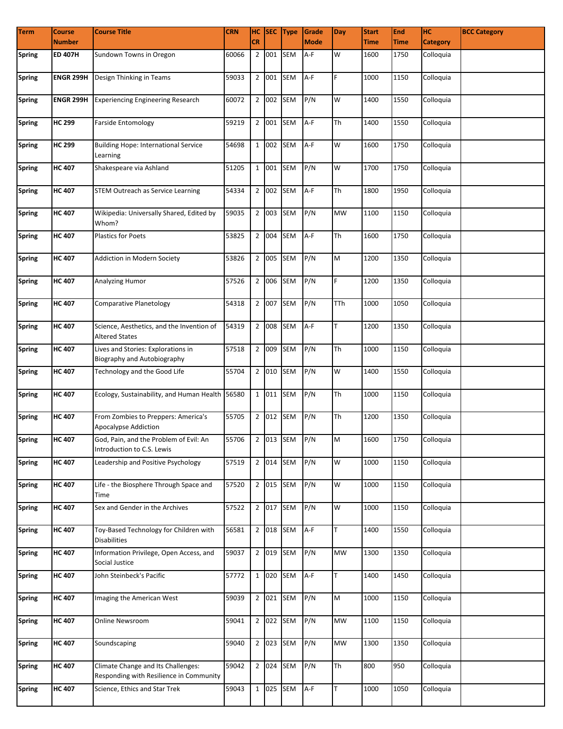| Term | Course Number | Course Title | CRN | HC CR | SEC | Type | Grade Mode | Day | Start Time | End Time | HC Category | BCC Category |
|---|---|---|---|---|---|---|---|---|---|---|---|---|
| Spring | ED 407H | Sundown Towns in Oregon | 60066 | 2 | 001 | SEM | A-F | W | 1600 | 1750 | Colloquia | |
| Spring | ENGR 299H | Design Thinking in Teams | 59033 | 2 | 001 | SEM | A-F | F | 1000 | 1150 | Colloquia | |
| Spring | ENGR 299H | Experiencing Engineering Research | 60072 | 2 | 002 | SEM | P/N | W | 1400 | 1550 | Colloquia | |
| Spring | HC 299 | Farside Entomology | 59219 | 2 | 001 | SEM | A-F | Th | 1400 | 1550 | Colloquia | |
| Spring | HC 299 | Building Hope: International Service Learning | 54698 | 1 | 002 | SEM | A-F | W | 1600 | 1750 | Colloquia | |
| Spring | HC 407 | Shakespeare via Ashland | 51205 | 1 | 001 | SEM | P/N | W | 1700 | 1750 | Colloquia | |
| Spring | HC 407 | STEM Outreach as Service Learning | 54334 | 2 | 002 | SEM | A-F | Th | 1800 | 1950 | Colloquia | |
| Spring | HC 407 | Wikipedia: Universally Shared, Edited by Whom? | 59035 | 2 | 003 | SEM | P/N | MW | 1100 | 1150 | Colloquia | |
| Spring | HC 407 | Plastics for Poets | 53825 | 2 | 004 | SEM | A-F | Th | 1600 | 1750 | Colloquia | |
| Spring | HC 407 | Addiction in Modern Society | 53826 | 2 | 005 | SEM | P/N | M | 1200 | 1350 | Colloquia | |
| Spring | HC 407 | Analyzing Humor | 57526 | 2 | 006 | SEM | P/N | F | 1200 | 1350 | Colloquia | |
| Spring | HC 407 | Comparative Planetology | 54318 | 2 | 007 | SEM | P/N | TTh | 1000 | 1050 | Colloquia | |
| Spring | HC 407 | Science, Aesthetics, and the Invention of Altered States | 54319 | 2 | 008 | SEM | A-F | T | 1200 | 1350 | Colloquia | |
| Spring | HC 407 | Lives and Stories: Explorations in Biography and Autobiography | 57518 | 2 | 009 | SEM | P/N | Th | 1000 | 1150 | Colloquia | |
| Spring | HC 407 | Technology and the Good Life | 55704 | 2 | 010 | SEM | P/N | W | 1400 | 1550 | Colloquia | |
| Spring | HC 407 | Ecology, Sustainability, and Human Health | 56580 | 1 | 011 | SEM | P/N | Th | 1000 | 1150 | Colloquia | |
| Spring | HC 407 | From Zombies to Preppers: America's Apocalypse Addiction | 55705 | 2 | 012 | SEM | P/N | Th | 1200 | 1350 | Colloquia | |
| Spring | HC 407 | God, Pain, and the Problem of Evil: An Introduction to C.S. Lewis | 55706 | 2 | 013 | SEM | P/N | M | 1600 | 1750 | Colloquia | |
| Spring | HC 407 | Leadership and Positive Psychology | 57519 | 2 | 014 | SEM | P/N | W | 1000 | 1150 | Colloquia | |
| Spring | HC 407 | Life - the Biosphere Through Space and Time | 57520 | 2 | 015 | SEM | P/N | W | 1000 | 1150 | Colloquia | |
| Spring | HC 407 | Sex and Gender in the Archives | 57522 | 2 | 017 | SEM | P/N | W | 1000 | 1150 | Colloquia | |
| Spring | HC 407 | Toy-Based Technology for Children with Disabilities | 56581 | 2 | 018 | SEM | A-F | T | 1400 | 1550 | Colloquia | |
| Spring | HC 407 | Information Privilege, Open Access, and Social Justice | 59037 | 2 | 019 | SEM | P/N | MW | 1300 | 1350 | Colloquia | |
| Spring | HC 407 | John Steinbeck's Pacific | 57772 | 1 | 020 | SEM | A-F | T | 1400 | 1450 | Colloquia | |
| Spring | HC 407 | Imaging the American West | 59039 | 2 | 021 | SEM | P/N | M | 1000 | 1150 | Colloquia | |
| Spring | HC 407 | Online Newsroom | 59041 | 2 | 022 | SEM | P/N | MW | 1100 | 1150 | Colloquia | |
| Spring | HC 407 | Soundscaping | 59040 | 2 | 023 | SEM | P/N | MW | 1300 | 1350 | Colloquia | |
| Spring | HC 407 | Climate Change and Its Challenges: Responding with Resilience in Community | 59042 | 2 | 024 | SEM | P/N | Th | 800 | 950 | Colloquia | |
| Spring | HC 407 | Science, Ethics and Star Trek | 59043 | 1 | 025 | SEM | A-F | T | 1000 | 1050 | Colloquia | |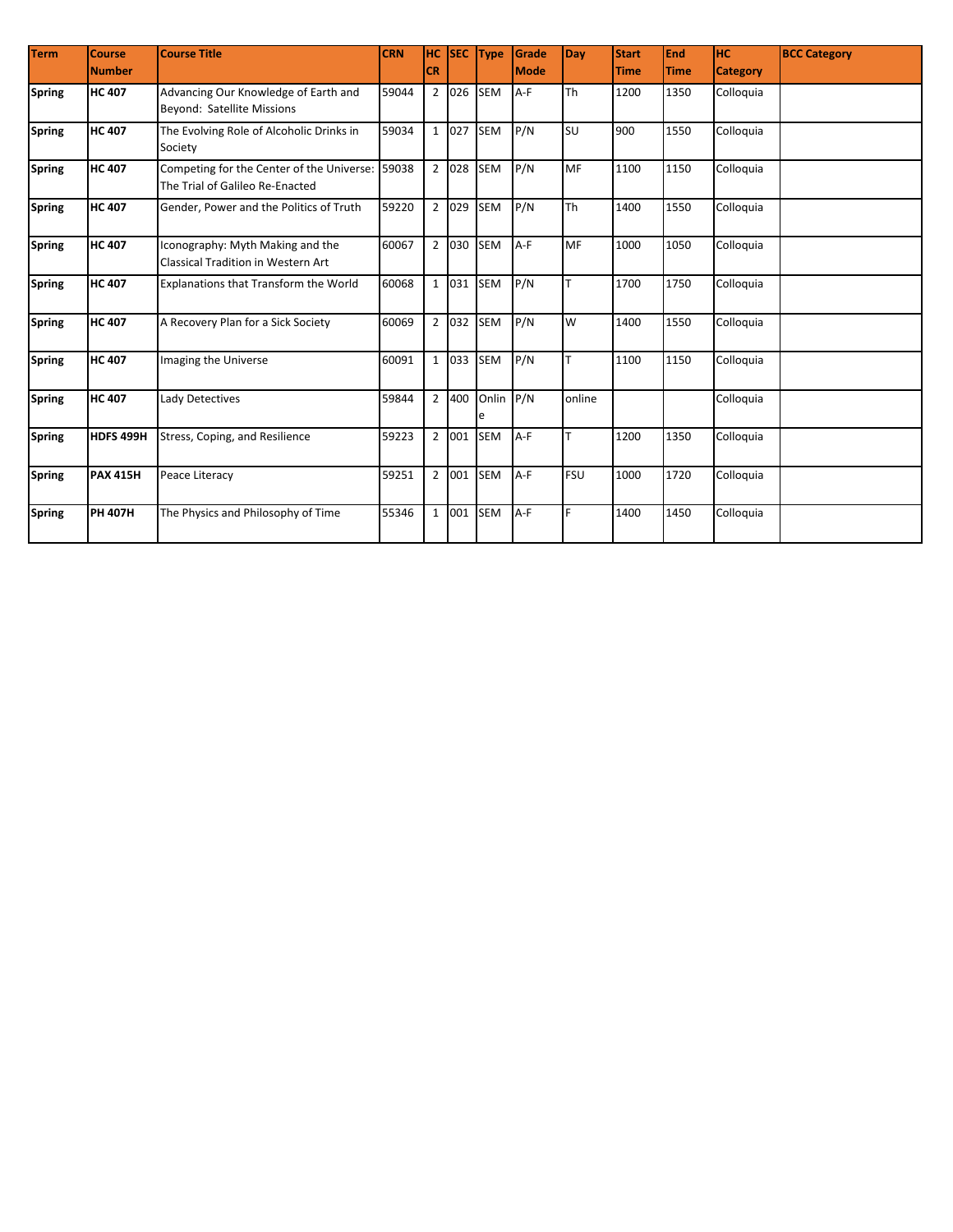| Term | Course Number | Course Title | CRN | HC CR | SEC | Type | Grade Mode | Day | Start Time | End Time | HC Category | BCC Category |
|---|---|---|---|---|---|---|---|---|---|---|---|---|
| **Spring** | **HC 407** | Advancing Our Knowledge of Earth and Beyond: Satellite Missions | 59044 | 2 | 026 | SEM | A-F | Th | 1200 | 1350 | Colloquia | |
| **Spring** | **HC 407** | The Evolving Role of Alcoholic Drinks in Society | 59034 | 1 | 027 | SEM | P/N | SU | 900 | 1550 | Colloquia | |
| **Spring** | **HC 407** | Competing for the Center of the Universe: The Trial of Galileo Re-Enacted | 59038 | 2 | 028 | SEM | P/N | MF | 1100 | 1150 | Colloquia | |
| **Spring** | **HC 407** | Gender, Power and the Politics of Truth | 59220 | 2 | 029 | SEM | P/N | Th | 1400 | 1550 | Colloquia | |
| **Spring** | **HC 407** | Iconography: Myth Making and the Classical Tradition in Western Art | 60067 | 2 | 030 | SEM | A-F | MF | 1000 | 1050 | Colloquia | |
| **Spring** | **HC 407** | Explanations that Transform the World | 60068 | 1 | 031 | SEM | P/N | T | 1700 | 1750 | Colloquia | |
| **Spring** | **HC 407** | A Recovery Plan for a Sick Society | 60069 | 2 | 032 | SEM | P/N | W | 1400 | 1550 | Colloquia | |
| **Spring** | **HC 407** | Imaging the Universe | 60091 | 1 | 033 | SEM | P/N | T | 1100 | 1150 | Colloquia | |
| **Spring** | **HC 407** | Lady Detectives | 59844 | 2 | 400 | Online | P/N | online | | | Colloquia | |
| **Spring** | **HDFS 499H** | Stress, Coping, and Resilience | 59223 | 2 | 001 | SEM | A-F | T | 1200 | 1350 | Colloquia | |
| **Spring** | **PAX 415H** | Peace Literacy | 59251 | 2 | 001 | SEM | A-F | FSU | 1000 | 1720 | Colloquia | |
| **Spring** | **PH 407H** | The Physics and Philosophy of Time | 55346 | 1 | 001 | SEM | A-F | F | 1400 | 1450 | Colloquia | |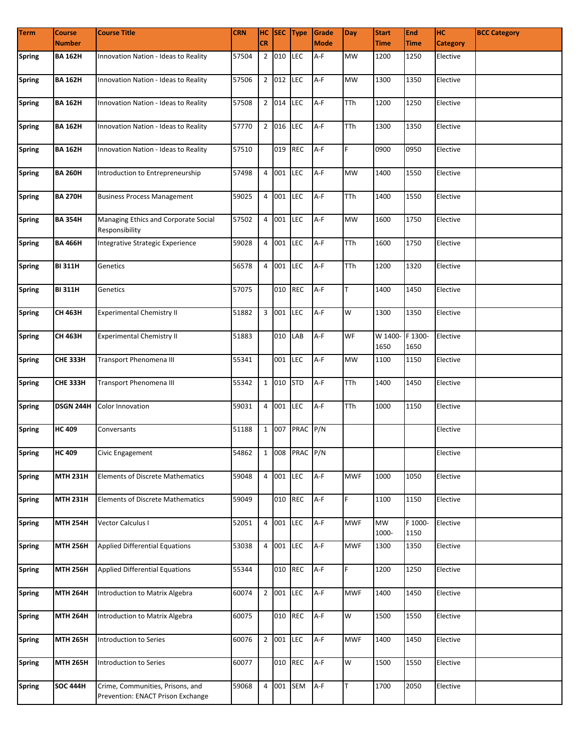| Term | Course Number | Course Title | CRN | HC CR | SEC | Type | Grade Mode | Day | Start Time | End Time | HC Category | BCC Category |
|---|---|---|---|---|---|---|---|---|---|---|---|---|
| **Spring** | **BA 162H** | Innovation Nation - Ideas to Reality | 57504 | 2 | 010 | LEC | A-F | MW | 1200 | 1250 | Elective | |
| **Spring** | **BA 162H** | Innovation Nation - Ideas to Reality | 57506 | 2 | 012 | LEC | A-F | MW | 1300 | 1350 | Elective | |
| **Spring** | **BA 162H** | Innovation Nation - Ideas to Reality | 57508 | 2 | 014 | LEC | A-F | TTh | 1200 | 1250 | Elective | |
| **Spring** | **BA 162H** | Innovation Nation - Ideas to Reality | 57770 | 2 | 016 | LEC | A-F | TTh | 1300 | 1350 | Elective | |
| **Spring** | **BA 162H** | Innovation Nation - Ideas to Reality | 57510 | | 019 | REC | A-F | F | 0900 | 0950 | Elective | |
| **Spring** | **BA 260H** | Introduction to Entrepreneurship | 57498 | 4 | 001 | LEC | A-F | MW | 1400 | 1550 | Elective | |
| **Spring** | **BA 270H** | Business Process Management | 59025 | 4 | 001 | LEC | A-F | TTh | 1400 | 1550 | Elective | |
| **Spring** | **BA 354H** | Managing Ethics and Corporate Social Responsibility | 57502 | 4 | 001 | LEC | A-F | MW | 1600 | 1750 | Elective | |
| **Spring** | **BA 466H** | Integrative Strategic Experience | 59028 | 4 | 001 | LEC | A-F | TTh | 1600 | 1750 | Elective | |
| **Spring** | **BI 311H** | Genetics | 56578 | 4 | 001 | LEC | A-F | TTh | 1200 | 1320 | Elective | |
| **Spring** | **BI 311H** | Genetics | 57075 | | 010 | REC | A-F | T | 1400 | 1450 | Elective | |
| **Spring** | **CH 463H** | Experimental Chemistry II | 51882 | 3 | 001 | LEC | A-F | W | 1300 | 1350 | Elective | |
| **Spring** | **CH 463H** | Experimental Chemistry II | 51883 | | 010 | LAB | A-F | WF | W 1400-1650 | F 1300-1650 | Elective | |
| **Spring** | **CHE 333H** | Transport Phenomena III | 55341 | | 001 | LEC | A-F | MW | 1100 | 1150 | Elective | |
| **Spring** | **CHE 333H** | Transport Phenomena III | 55342 | 1 | 010 | STD | A-F | TTh | 1400 | 1450 | Elective | |
| **Spring** | **DSGN 244H** | Color Innovation | 59031 | 4 | 001 | LEC | A-F | TTh | 1000 | 1150 | Elective | |
| **Spring** | **HC 409** | Conversants | 51188 | 1 | 007 | PRAC | P/N | | | | Elective | |
| **Spring** | **HC 409** | Civic Engagement | 54862 | 1 | 008 | PRAC | P/N | | | | Elective | |
| **Spring** | **MTH 231H** | Elements of Discrete Mathematics | 59048 | 4 | 001 | LEC | A-F | MWF | 1000 | 1050 | Elective | |
| **Spring** | **MTH 231H** | Elements of Discrete Mathematics | 59049 | | 010 | REC | A-F | F | 1100 | 1150 | Elective | |
| **Spring** | **MTH 254H** | Vector Calculus I | 52051 | 4 | 001 | LEC | A-F | MWF | MW 1000- | F 1000-1150 | Elective | |
| **Spring** | **MTH 256H** | Applied Differential Equations | 53038 | 4 | 001 | LEC | A-F | MWF | 1300 | 1350 | Elective | |
| **Spring** | **MTH 256H** | Applied Differential Equations | 55344 | | 010 | REC | A-F | F | 1200 | 1250 | Elective | |
| **Spring** | **MTH 264H** | Introduction to Matrix Algebra | 60074 | 2 | 001 | LEC | A-F | MWF | 1400 | 1450 | Elective | |
| **Spring** | **MTH 264H** | Introduction to Matrix Algebra | 60075 | | 010 | REC | A-F | W | 1500 | 1550 | Elective | |
| **Spring** | **MTH 265H** | Introduction to Series | 60076 | 2 | 001 | LEC | A-F | MWF | 1400 | 1450 | Elective | |
| **Spring** | **MTH 265H** | Introduction to Series | 60077 | | 010 | REC | A-F | W | 1500 | 1550 | Elective | |
| **Spring** | **SOC 444H** | Crime, Communities, Prisons, and Prevention: ENACT Prison Exchange | 59068 | 4 | 001 | SEM | A-F | T | 1700 | 2050 | Elective | |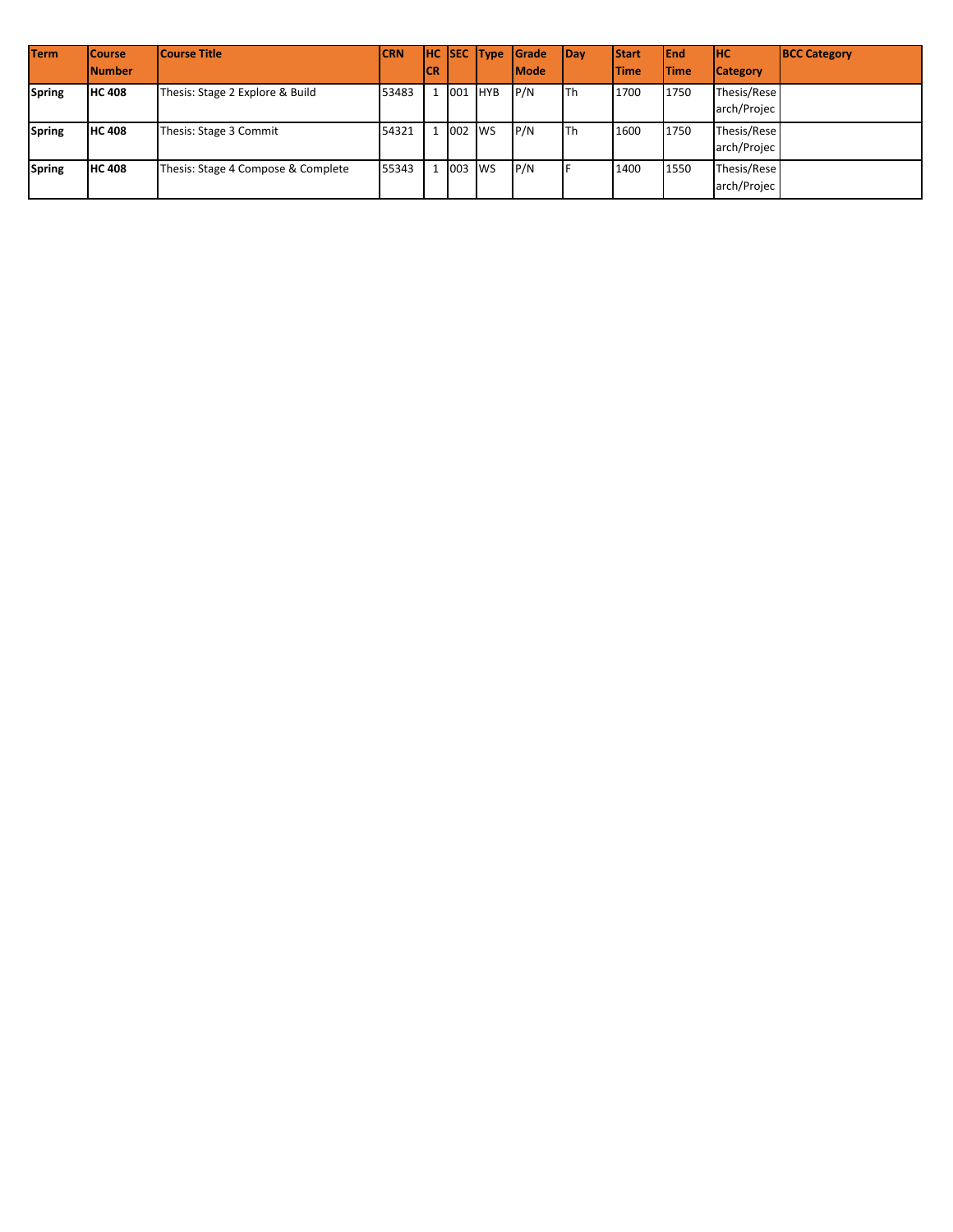| Term | Course Number | Course Title | CRN | HC CR | SEC | Type | Grade Mode | Day | Start Time | End Time | HC Category | BCC Category |
|---|---|---|---|---|---|---|---|---|---|---|---|---|
| **Spring** | **HC 408** | Thesis: Stage 2 Explore & Build | 53483 | 1 | 001 | HYB | P/N | Th | 1700 | 1750 | Thesis/Research/Projec | |
| **Spring** | **HC 408** | Thesis: Stage 3 Commit | 54321 | 1 | 002 | WS | P/N | Th | 1600 | 1750 | Thesis/Research/Projec | |
| **Spring** | **HC 408** | Thesis: Stage 4 Compose & Complete | 55343 | 1 | 003 | WS | P/N | F | 1400 | 1550 | Thesis/Research/Projec | |